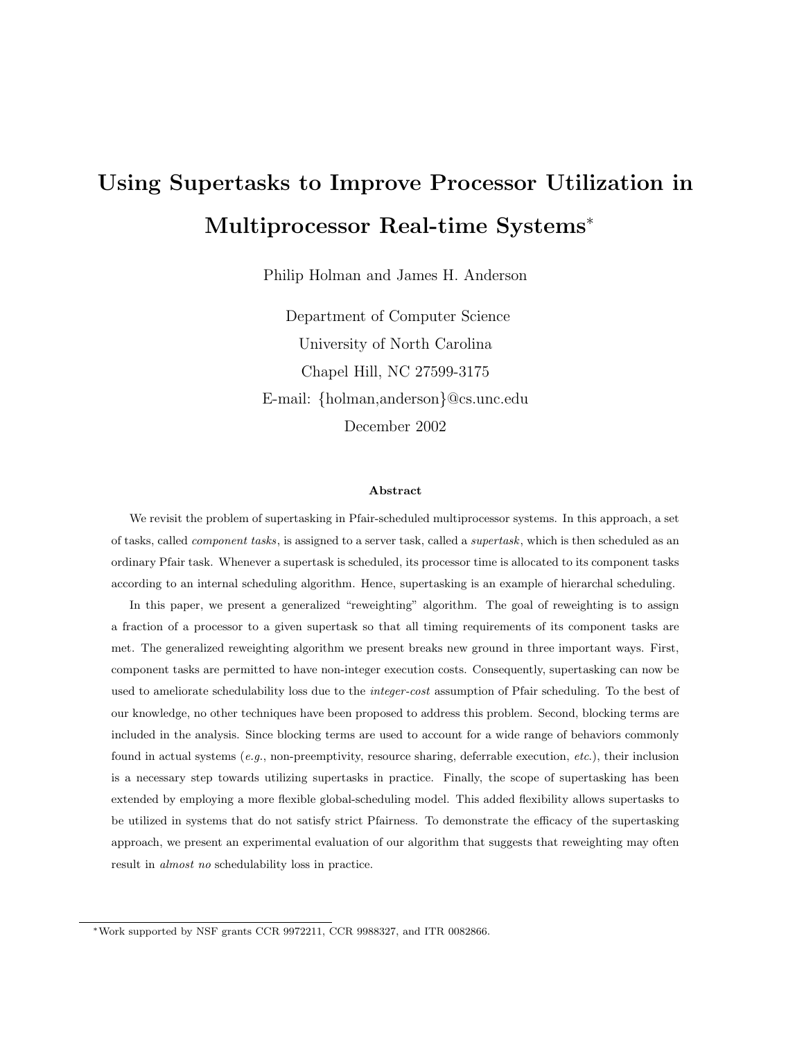# Using Supertasks to Improve Processor Utilization in Multiprocessor Real-time Systems*

Philip Holman and James H. Anderson

Department of Computer Science
University of North Carolina
Chapel Hill, NC 27599-3175
E-mail: {holman,anderson}@cs.unc.edu
December 2002

### Abstract

We revisit the problem of supertasking in Pfair-scheduled multiprocessor systems. In this approach, a set of tasks, called *component tasks*, is assigned to a server task, called a *supertask*, which is then scheduled as an ordinary Pfair task. Whenever a supertask is scheduled, its processor time is allocated to its component tasks according to an internal scheduling algorithm. Hence, supertasking is an example of hierarchal scheduling.

In this paper, we present a generalized "reweighting" algorithm. The goal of reweighting is to assign a fraction of a processor to a given supertask so that all timing requirements of its component tasks are met. The generalized reweighting algorithm we present breaks new ground in three important ways. First, component tasks are permitted to have non-integer execution costs. Consequently, supertasking can now be used to ameliorate schedulability loss due to the *integer-cost* assumption of Pfair scheduling. To the best of our knowledge, no other techniques have been proposed to address this problem. Second, blocking terms are included in the analysis. Since blocking terms are used to account for a wide range of behaviors commonly found in actual systems (*e.g.*, non-preemptivity, resource sharing, deferrable execution, *etc.*), their inclusion is a necessary step towards utilizing supertasks in practice. Finally, the scope of supertasking has been extended by employing a more flexible global-scheduling model. This added flexibility allows supertasks to be utilized in systems that do not satisfy strict Pfairness. To demonstrate the efficacy of the supertasking approach, we present an experimental evaluation of our algorithm that suggests that reweighting may often result in *almost no* schedulability loss in practice.

---

*Work supported by NSF grants CCR 9972211, CCR 9988327, and ITR 0082866.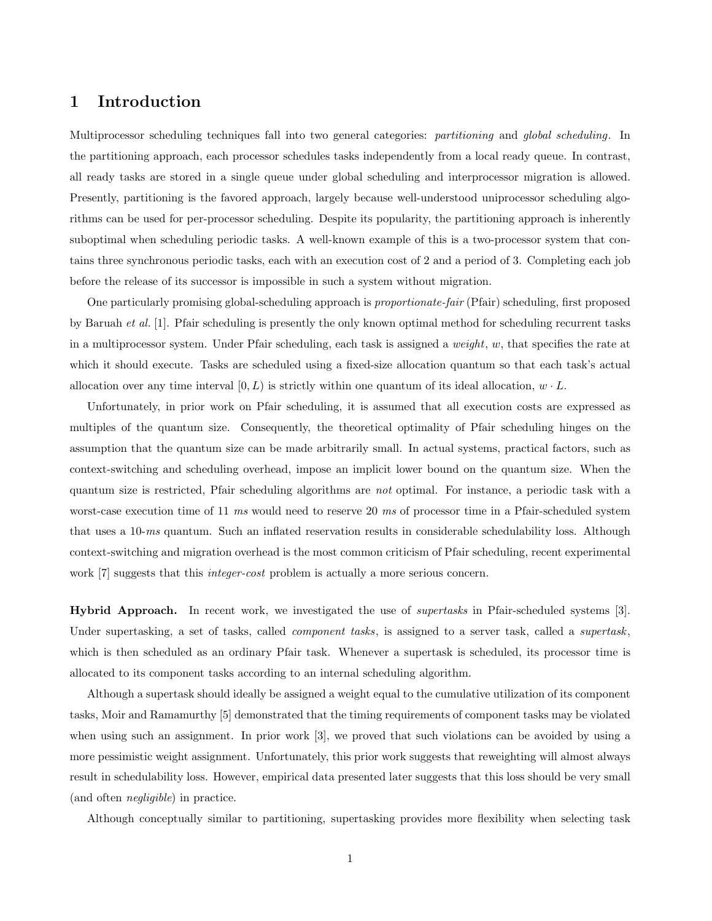# 1 Introduction

Multiprocessor scheduling techniques fall into two general categories: *partitioning* and *global scheduling*. In the partitioning approach, each processor schedules tasks independently from a local ready queue. In contrast, all ready tasks are stored in a single queue under global scheduling and interprocessor migration is allowed. Presently, partitioning is the favored approach, largely because well-understood uniprocessor scheduling algorithms can be used for per-processor scheduling. Despite its popularity, the partitioning approach is inherently suboptimal when scheduling periodic tasks. A well-known example of this is a two-processor system that contains three synchronous periodic tasks, each with an execution cost of 2 and a period of 3. Completing each job before the release of its successor is impossible in such a system without migration.

One particularly promising global-scheduling approach is *proportionate-fair* (Pfair) scheduling, first proposed by Baruah *et al.* [1]. Pfair scheduling is presently the only known optimal method for scheduling recurrent tasks in a multiprocessor system. Under Pfair scheduling, each task is assigned a *weight*, $w$, that specifies the rate at which it should execute. Tasks are scheduled using a fixed-size allocation quantum so that each task's actual allocation over any time interval $[0, L)$ is strictly within one quantum of its ideal allocation, $w \cdot L$.

Unfortunately, in prior work on Pfair scheduling, it is assumed that all execution costs are expressed as multiples of the quantum size. Consequently, the theoretical optimality of Pfair scheduling hinges on the assumption that the quantum size can be made arbitrarily small. In actual systems, practical factors, such as context-switching and scheduling overhead, impose an implicit lower bound on the quantum size. When the quantum size is restricted, Pfair scheduling algorithms are *not* optimal. For instance, a periodic task with a worst-case execution time of 11 *ms* would need to reserve 20 *ms* of processor time in a Pfair-scheduled system that uses a 10-*ms* quantum. Such an inflated reservation results in considerable schedulability loss. Although context-switching and migration overhead is the most common criticism of Pfair scheduling, recent experimental work [7] suggests that this *integer-cost* problem is actually a more serious concern.

**Hybrid Approach.** In recent work, we investigated the use of *supertasks* in Pfair-scheduled systems [3]. Under supertasking, a set of tasks, called *component tasks*, is assigned to a server task, called a *supertask*, which is then scheduled as an ordinary Pfair task. Whenever a supertask is scheduled, its processor time is allocated to its component tasks according to an internal scheduling algorithm.

Although a supertask should ideally be assigned a weight equal to the cumulative utilization of its component tasks, Moir and Ramamurthy [5] demonstrated that the timing requirements of component tasks may be violated when using such an assignment. In prior work [3], we proved that such violations can be avoided by using a more pessimistic weight assignment. Unfortunately, this prior work suggests that reweighting will almost always result in schedulability loss. However, empirical data presented later suggests that this loss should be very small (and often *negligible*) in practice.

Although conceptually similar to partitioning, supertasking provides more flexibility when selecting task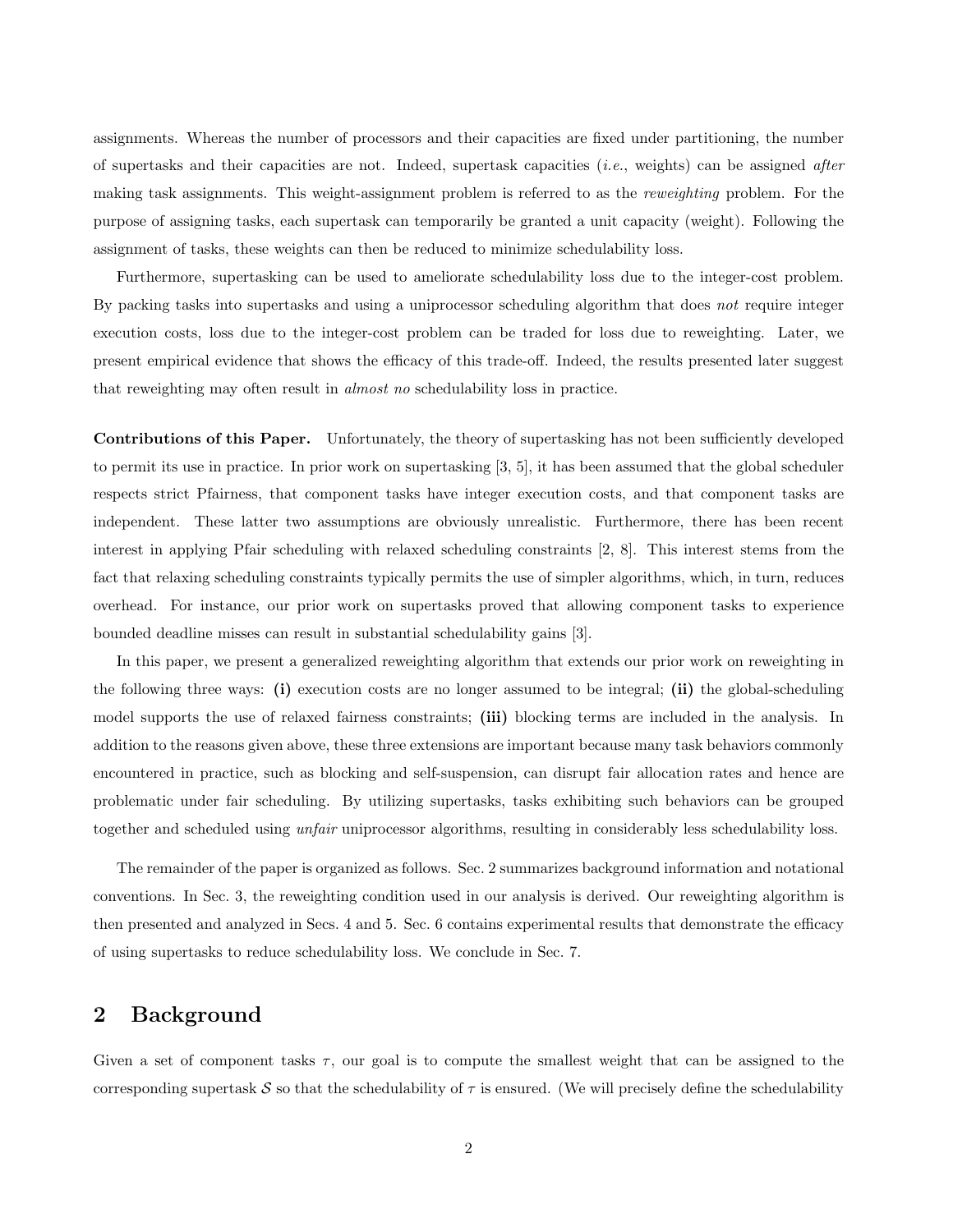assignments. Whereas the number of processors and their capacities are fixed under partitioning, the number of supertasks and their capacities are not. Indeed, supertask capacities (*i.e.*, weights) can be assigned *after* making task assignments. This weight-assignment problem is referred to as the *reweighting* problem. For the purpose of assigning tasks, each supertask can temporarily be granted a unit capacity (weight). Following the assignment of tasks, these weights can then be reduced to minimize schedulability loss.

Furthermore, supertasking can be used to ameliorate schedulability loss due to the integer-cost problem. By packing tasks into supertasks and using a uniprocessor scheduling algorithm that does *not* require integer execution costs, loss due to the integer-cost problem can be traded for loss due to reweighting. Later, we present empirical evidence that shows the efficacy of this trade-off. Indeed, the results presented later suggest that reweighting may often result in *almost no* schedulability loss in practice.

**Contributions of this Paper.** Unfortunately, the theory of supertasking has not been sufficiently developed to permit its use in practice. In prior work on supertasking [3, 5], it has been assumed that the global scheduler respects strict Pfairness, that component tasks have integer execution costs, and that component tasks are independent. These latter two assumptions are obviously unrealistic. Furthermore, there has been recent interest in applying Pfair scheduling with relaxed scheduling constraints [2, 8]. This interest stems from the fact that relaxing scheduling constraints typically permits the use of simpler algorithms, which, in turn, reduces overhead. For instance, our prior work on supertasks proved that allowing component tasks to experience bounded deadline misses can result in substantial schedulability gains [3].

In this paper, we present a generalized reweighting algorithm that extends our prior work on reweighting in the following three ways: **(i)** execution costs are no longer assumed to be integral; **(ii)** the global-scheduling model supports the use of relaxed fairness constraints; **(iii)** blocking terms are included in the analysis. In addition to the reasons given above, these three extensions are important because many task behaviors commonly encountered in practice, such as blocking and self-suspension, can disrupt fair allocation rates and hence are problematic under fair scheduling. By utilizing supertasks, tasks exhibiting such behaviors can be grouped together and scheduled using *unfair* uniprocessor algorithms, resulting in considerably less schedulability loss.

The remainder of the paper is organized as follows. Sec. 2 summarizes background information and notational conventions. In Sec. 3, the reweighting condition used in our analysis is derived. Our reweighting algorithm is then presented and analyzed in Secs. 4 and 5. Sec. 6 contains experimental results that demonstrate the efficacy of using supertasks to reduce schedulability loss. We conclude in Sec. 7.

## 2 Background

Given a set of component tasks $\tau$, our goal is to compute the smallest weight that can be assigned to the corresponding supertask $\mathcal{S}$ so that the schedulability of $\tau$ is ensured. (We will precisely define the schedulability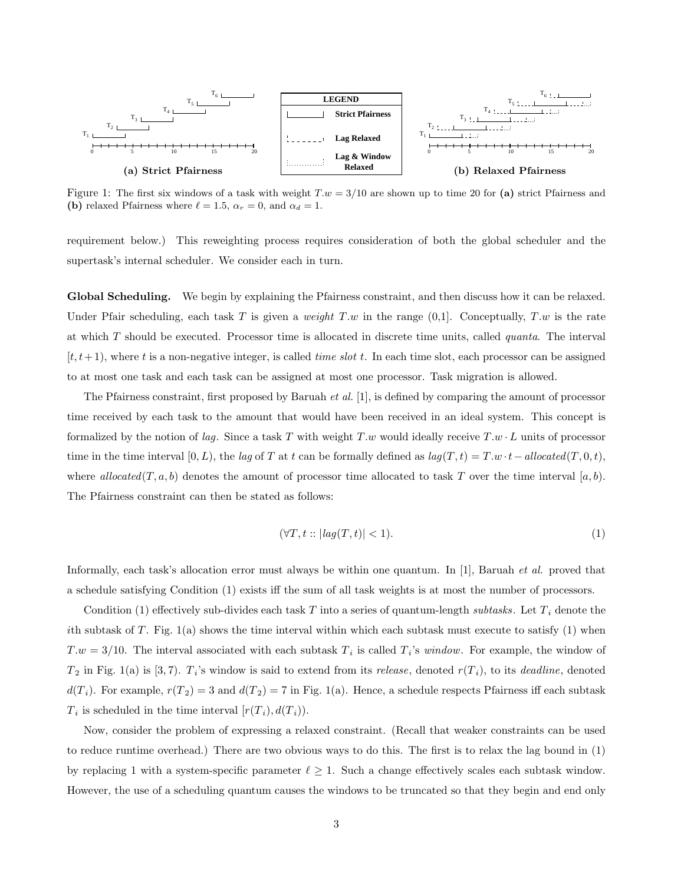Figure 1: The first six windows of a task with weight $T.w = 3/10$ are shown up to time 20 for **(a)** strict Pfairness and **(b)** relaxed Pfairness where $\ell = 1.5$, $\alpha_r = 0$, and $\alpha_d = 1$.

requirement below.) This reweighting process requires consideration of both the global scheduler and the supertask's internal scheduler. We consider each in turn.

**Global Scheduling.** We begin by explaining the Pfairness constraint, and then discuss how it can be relaxed. Under Pfair scheduling, each task $T$ is given a *weight* $T.w$ in the range (0,1]. Conceptually, $T.w$ is the rate at which $T$ should be executed. Processor time is allocated in discrete time units, called *quanta*. The interval $[t, t+1)$, where $t$ is a non-negative integer, is called *time slot* $t$. In each time slot, each processor can be assigned to at most one task and each task can be assigned at most one processor. Task migration is allowed.

The Pfairness constraint, first proposed by Baruah *et al.* [1], is defined by comparing the amount of processor time received by each task to the amount that would have been received in an ideal system. This concept is formalized by the notion of *lag*. Since a task $T$ with weight $T.w$ would ideally receive $T.w \cdot L$ units of processor time in the time interval $[0, L)$, the *lag* of $T$ at $t$ can be formally defined as $lag(T, t) = T.w \cdot t - allocated(T, 0, t)$, where $allocated(T, a, b)$ denotes the amount of processor time allocated to task $T$ over the time interval $[a, b)$. The Pfairness constraint can then be stated as follows:

$$(\forall T, t :: |lag(T, t)| < 1). \tag{1}$$

Informally, each task's allocation error must always be within one quantum. In [1], Baruah *et al.* proved that a schedule satisfying Condition (1) exists iff the sum of all task weights is at most the number of processors.

Condition (1) effectively sub-divides each task $T$ into a series of quantum-length *subtasks*. Let $T_i$ denote the $i$th subtask of $T$. Fig. 1(a) shows the time interval within which each subtask must execute to satisfy (1) when $T.w = 3/10$. The interval associated with each subtask $T_i$ is called $T_i$'s *window*. For example, the window of $T_2$ in Fig. 1(a) is $[3, 7)$. $T_i$'s window is said to extend from its *release*, denoted $r(T_i)$, to its *deadline*, denoted $d(T_i)$. For example, $r(T_2) = 3$ and $d(T_2) = 7$ in Fig. 1(a). Hence, a schedule respects Pfairness iff each subtask $T_i$ is scheduled in the time interval $[r(T_i), d(T_i))$.

Now, consider the problem of expressing a relaxed constraint. (Recall that weaker constraints can be used to reduce runtime overhead.) There are two obvious ways to do this. The first is to relax the lag bound in (1) by replacing 1 with a system-specific parameter $\ell \geq 1$. Such a change effectively scales each subtask window. However, the use of a scheduling quantum causes the windows to be truncated so that they begin and end only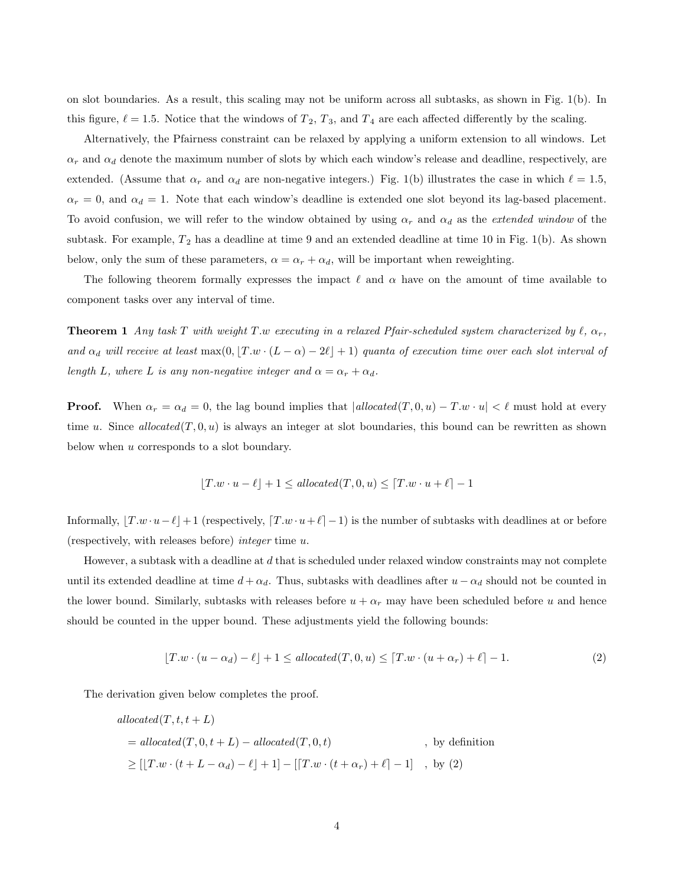on slot boundaries. As a result, this scaling may not be uniform across all subtasks, as shown in Fig. 1(b). In this figure, $\ell = 1.5$. Notice that the windows of $T_2$, $T_3$, and $T_4$ are each affected differently by the scaling.

Alternatively, the Pfairness constraint can be relaxed by applying a uniform extension to all windows. Let $\alpha_r$ and $\alpha_d$ denote the maximum number of slots by which each window's release and deadline, respectively, are extended. (Assume that $\alpha_r$ and $\alpha_d$ are non-negative integers.) Fig. 1(b) illustrates the case in which $\ell = 1.5$, $\alpha_r = 0$, and $\alpha_d = 1$. Note that each window's deadline is extended one slot beyond its lag-based placement. To avoid confusion, we will refer to the window obtained by using $\alpha_r$ and $\alpha_d$ as the *extended window* of the subtask. For example, $T_2$ has a deadline at time 9 and an extended deadline at time 10 in Fig. 1(b). As shown below, only the sum of these parameters, $\alpha = \alpha_r + \alpha_d$, will be important when reweighting.

The following theorem formally expresses the impact $\ell$ and $\alpha$ have on the amount of time available to component tasks over any interval of time.

**Theorem 1** *Any task $T$ with weight $T.w$ executing in a relaxed Pfair-scheduled system characterized by $\ell$, $\alpha_r$, and $\alpha_d$ will receive at least $\max(0, \lfloor T.w \cdot (L - \alpha) - 2\ell \rfloor + 1)$ quanta of execution time over each slot interval of length $L$, where $L$ is any non-negative integer and $\alpha = \alpha_r + \alpha_d$.*

**Proof.** When $\alpha_r = \alpha_d = 0$, the lag bound implies that $|allocated(T, 0, u) - T.w \cdot u| < \ell$ must hold at every time $u$. Since $allocated(T, 0, u)$ is always an integer at slot boundaries, this bound can be rewritten as shown below when $u$ corresponds to a slot boundary.

$$\lfloor T.w \cdot u - \ell \rfloor + 1 \leq allocated(T, 0, u) \leq \lceil T.w \cdot u + \ell \rceil - 1$$

Informally, $\lfloor T.w \cdot u - \ell \rfloor + 1$ (respectively, $\lceil T.w \cdot u + \ell \rceil - 1$) is the number of subtasks with deadlines at or before (respectively, with releases before) *integer* time $u$.

However, a subtask with a deadline at $d$ that is scheduled under relaxed window constraints may not complete until its extended deadline at time $d + \alpha_d$. Thus, subtasks with deadlines after $u - \alpha_d$ should not be counted in the lower bound. Similarly, subtasks with releases before $u + \alpha_r$ may have been scheduled before $u$ and hence should be counted in the upper bound. These adjustments yield the following bounds:

$$\lfloor T.w \cdot (u - \alpha_d) - \ell \rfloor + 1 \leq allocated(T, 0, u) \leq \lceil T.w \cdot (u + \alpha_r) + \ell \rceil - 1. \tag{2}$$

The derivation given below completes the proof.

$$\begin{aligned}
& allocated(T, t, t + L) \\
&= allocated(T, 0, t + L) - allocated(T, 0, t) && \text{, by definition} \\
&\geq [\lfloor T.w \cdot (t + L - \alpha_d) - \ell \rfloor + 1] - [\lceil T.w \cdot (t + \alpha_r) + \ell \rceil - 1] && \text{, by (2)}
\end{aligned}$$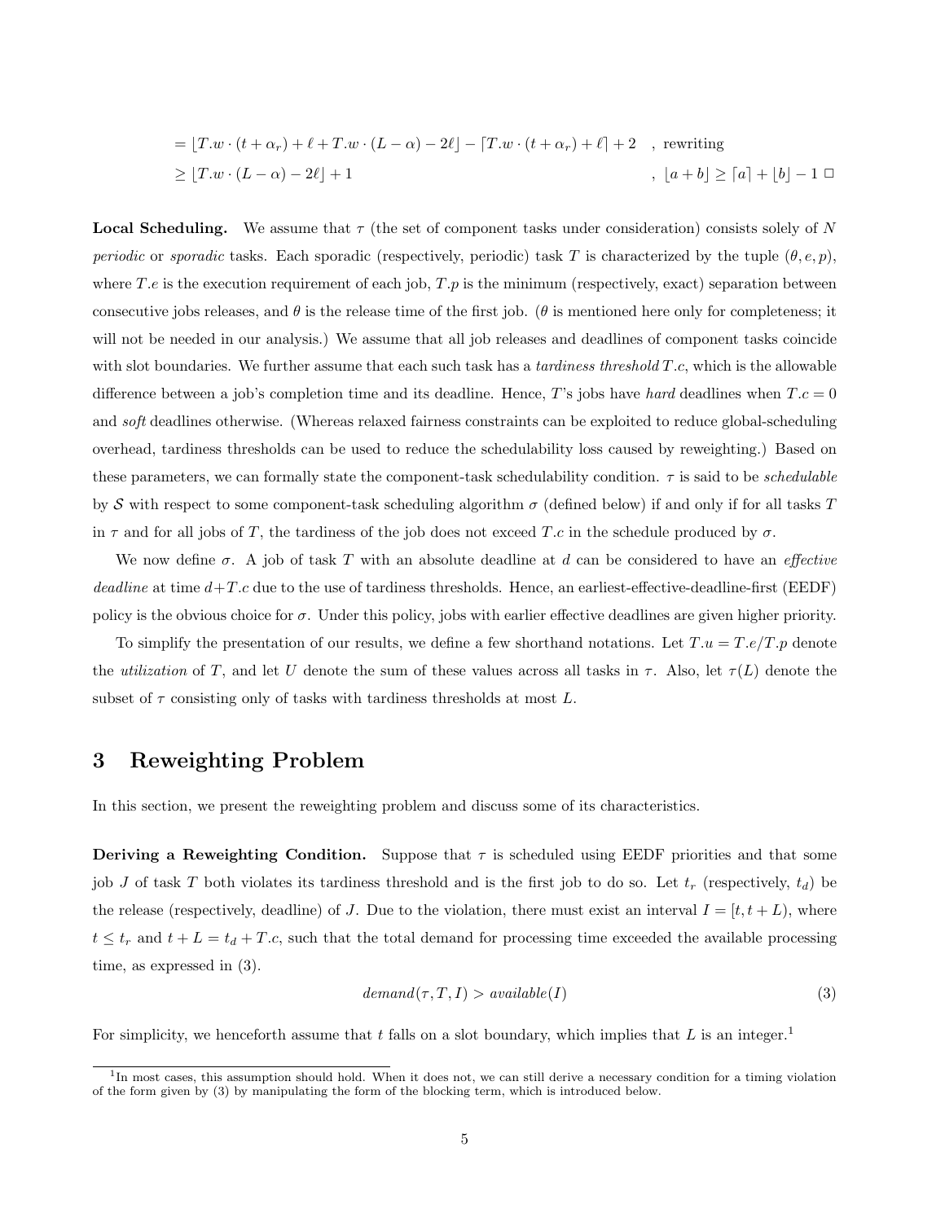$$= \lfloor T.w \cdot (t + \alpha_r) + \ell + T.w \cdot (L - \alpha) - 2\ell \rfloor - \lceil T.w \cdot (t + \alpha_r) + \ell \rceil + 2 \quad \text{, rewriting}$$

$$\geq \lfloor T.w \cdot (L - \alpha) - 2\ell \rfloor + 1 \quad \text{, } \lfloor a + b \rfloor \geq \lceil a \rceil + \lfloor b \rfloor - 1 \;\square$$

**Local Scheduling.** We assume that $\tau$ (the set of component tasks under consideration) consists solely of $N$ *periodic* or *sporadic* tasks. Each sporadic (respectively, periodic) task $T$ is characterized by the tuple $(\theta, e, p)$, where $T.e$ is the execution requirement of each job, $T.p$ is the minimum (respectively, exact) separation between consecutive jobs releases, and $\theta$ is the release time of the first job. ($\theta$ is mentioned here only for completeness; it will not be needed in our analysis.) We assume that all job releases and deadlines of component tasks coincide with slot boundaries. We further assume that each such task has a *tardiness threshold* $T.c$, which is the allowable difference between a job's completion time and its deadline. Hence, $T$'s jobs have *hard* deadlines when $T.c = 0$ and *soft* deadlines otherwise. (Whereas relaxed fairness constraints can be exploited to reduce global-scheduling overhead, tardiness thresholds can be used to reduce the schedulability loss caused by reweighting.) Based on these parameters, we can formally state the component-task schedulability condition. $\tau$ is said to be *schedulable* by $\mathcal{S}$ with respect to some component-task scheduling algorithm $\sigma$ (defined below) if and only if for all tasks $T$ in $\tau$ and for all jobs of $T$, the tardiness of the job does not exceed $T.c$ in the schedule produced by $\sigma$.

We now define $\sigma$. A job of task $T$ with an absolute deadline at $d$ can be considered to have an *effective deadline* at time $d + T.c$ due to the use of tardiness thresholds. Hence, an earliest-effective-deadline-first (EEDF) policy is the obvious choice for $\sigma$. Under this policy, jobs with earlier effective deadlines are given higher priority.

To simplify the presentation of our results, we define a few shorthand notations. Let $T.u = T.e/T.p$ denote the *utilization* of $T$, and let $U$ denote the sum of these values across all tasks in $\tau$. Also, let $\tau(L)$ denote the subset of $\tau$ consisting only of tasks with tardiness thresholds at most $L$.

## 3 Reweighting Problem

In this section, we present the reweighting problem and discuss some of its characteristics.

**Deriving a Reweighting Condition.** Suppose that $\tau$ is scheduled using EEDF priorities and that some job $J$ of task $T$ both violates its tardiness threshold and is the first job to do so. Let $t_r$ (respectively, $t_d$) be the release (respectively, deadline) of $J$. Due to the violation, there must exist an interval $I = [t, t + L)$, where $t \leq t_r$ and $t + L = t_d + T.c$, such that the total demand for processing time exceeded the available processing time, as expressed in (3).

$$demand(\tau, T, I) > available(I) \tag{3}$$

For simplicity, we henceforth assume that $t$ falls on a slot boundary, which implies that $L$ is an integer.[1]

[1] In most cases, this assumption should hold. When it does not, we can still derive a necessary condition for a timing violation of the form given by (3) by manipulating the form of the blocking term, which is introduced below.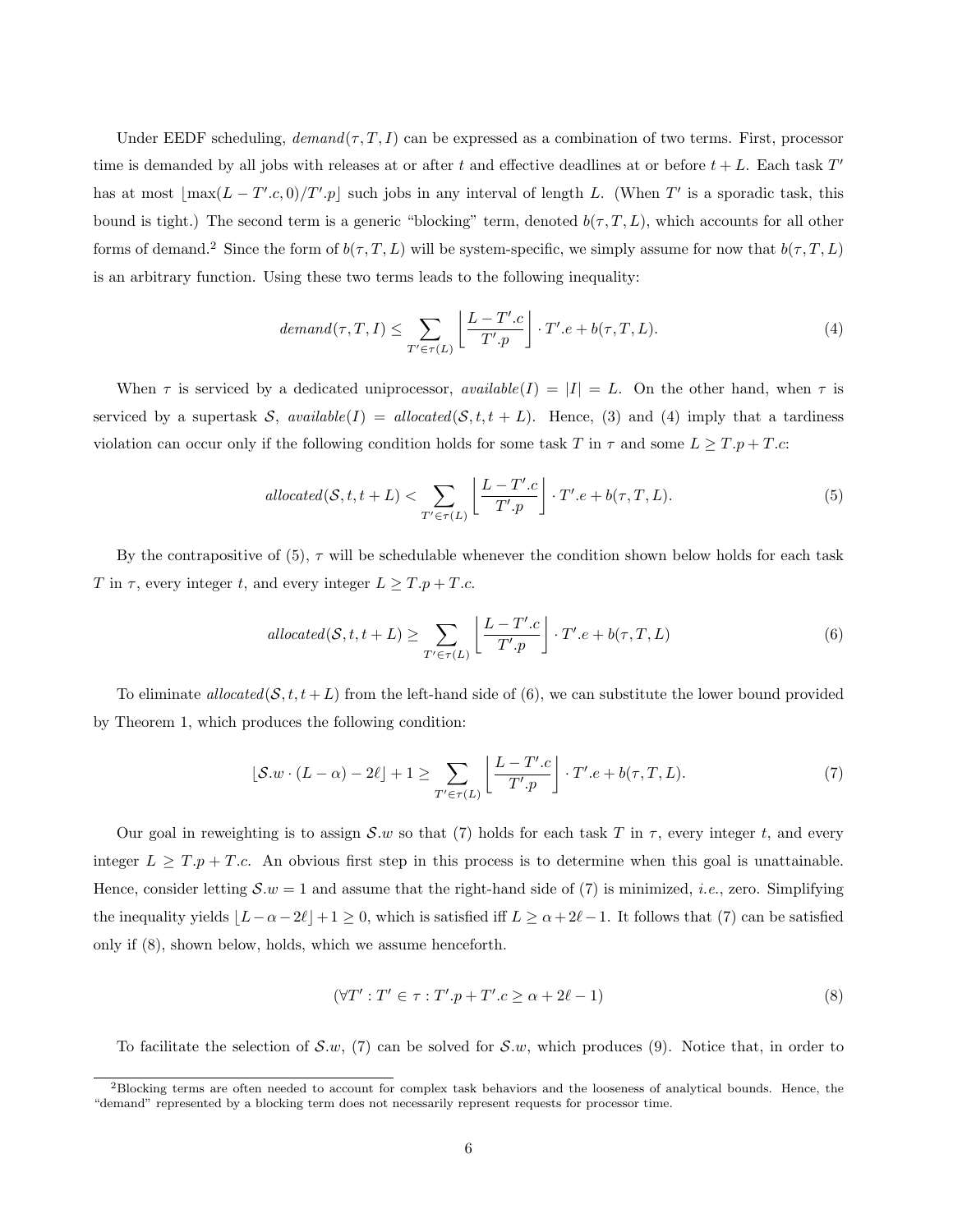Under EEDF scheduling, $demand(\tau, T, I)$ can be expressed as a combination of two terms. First, processor time is demanded by all jobs with releases at or after $t$ and effective deadlines at or before $t + L$. Each task $T'$ has at most $\lfloor \max(L - T'.c, 0)/T'.p \rfloor$ such jobs in any interval of length $L$. (When $T'$ is a sporadic task, this bound is tight.) The second term is a generic "blocking" term, denoted $b(\tau, T, L)$, which accounts for all other forms of demand.[2] Since the form of $b(\tau, T, L)$ will be system-specific, we simply assume for now that $b(\tau, T, L)$ is an arbitrary function. Using these two terms leads to the following inequality:

$$demand(\tau, T, I) \leq \sum_{T' \in \tau(L)} \left\lfloor \frac{L - T'.c}{T'.p} \right\rfloor \cdot T'.e + b(\tau, T, L). \tag{4}$$

When $\tau$ is serviced by a dedicated uniprocessor, $available(I) = |I| = L$. On the other hand, when $\tau$ is serviced by a supertask $\mathcal{S}$, $available(I) = allocated(\mathcal{S}, t, t + L)$. Hence, (3) and (4) imply that a tardiness violation can occur only if the following condition holds for some task $T$ in $\tau$ and some $L \geq T.p + T.c$:

$$allocated(\mathcal{S}, t, t + L) < \sum_{T' \in \tau(L)} \left\lfloor \frac{L - T'.c}{T'.p} \right\rfloor \cdot T'.e + b(\tau, T, L). \tag{5}$$

By the contrapositive of (5), $\tau$ will be schedulable whenever the condition shown below holds for each task $T$ in $\tau$, every integer $t$, and every integer $L \geq T.p + T.c$.

$$allocated(\mathcal{S}, t, t + L) \geq \sum_{T' \in \tau(L)} \left\lfloor \frac{L - T'.c}{T'.p} \right\rfloor \cdot T'.e + b(\tau, T, L) \tag{6}$$

To eliminate $allocated(\mathcal{S}, t, t + L)$ from the left-hand side of (6), we can substitute the lower bound provided by Theorem 1, which produces the following condition:

$$\lfloor \mathcal{S}.w \cdot (L - \alpha) - 2\ell \rfloor + 1 \geq \sum_{T' \in \tau(L)} \left\lfloor \frac{L - T'.c}{T'.p} \right\rfloor \cdot T'.e + b(\tau, T, L). \tag{7}$$

Our goal in reweighting is to assign $\mathcal{S}.w$ so that (7) holds for each task $T$ in $\tau$, every integer $t$, and every integer $L \geq T.p + T.c$. An obvious first step in this process is to determine when this goal is unattainable. Hence, consider letting $\mathcal{S}.w = 1$ and assume that the right-hand side of (7) is minimized, *i.e.*, zero. Simplifying the inequality yields $\lfloor L - \alpha - 2\ell \rfloor + 1 \geq 0$, which is satisfied iff $L \geq \alpha + 2\ell - 1$. It follows that (7) can be satisfied only if (8), shown below, holds, which we assume henceforth.

$$(\forall T' : T' \in \tau : T'.p + T'.c \geq \alpha + 2\ell - 1) \tag{8}$$

To facilitate the selection of $\mathcal{S}.w$, (7) can be solved for $\mathcal{S}.w$, which produces (9). Notice that, in order to

[2] Blocking terms are often needed to account for complex task behaviors and the looseness of analytical bounds. Hence, the "demand" represented by a blocking term does not necessarily represent requests for processor time.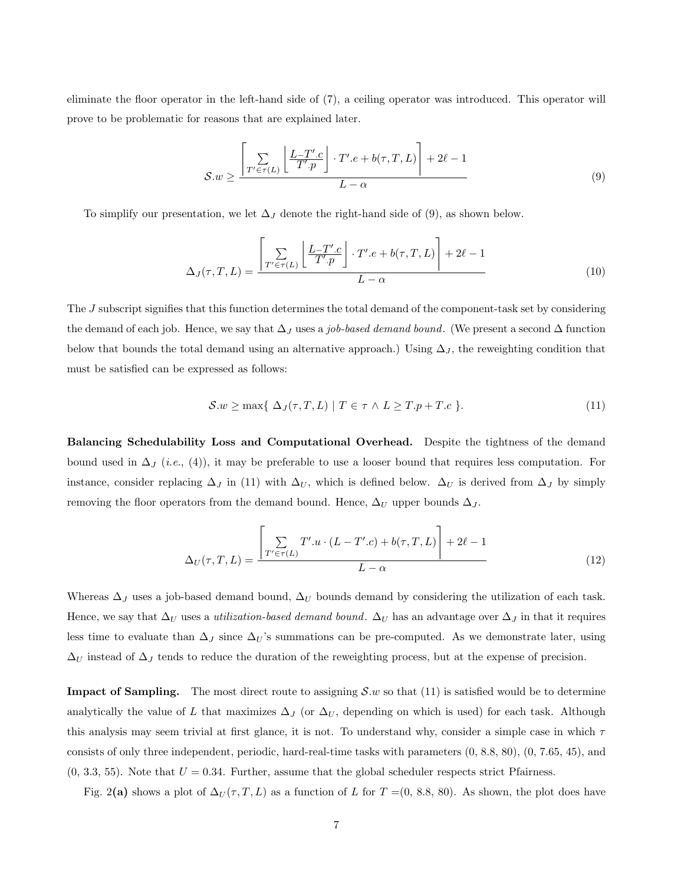eliminate the floor operator in the left-hand side of (7), a ceiling operator was introduced. This operator will prove to be problematic for reasons that are explained later.

$$\mathcal{S}.w \geq \frac{\left\lceil \sum_{T' \in \tau(L)} \left\lfloor \frac{L - T'.c}{T'.p} \right\rfloor \cdot T'.e + b(\tau, T, L) \right\rceil + 2\ell - 1}{L - \alpha} \tag{9}$$

To simplify our presentation, we let $\Delta_J$ denote the right-hand side of (9), as shown below.

$$\Delta_J(\tau, T, L) = \frac{\left\lceil \sum_{T' \in \tau(L)} \left\lfloor \frac{L - T'.c}{T'.p} \right\rfloor \cdot T'.e + b(\tau, T, L) \right\rceil + 2\ell - 1}{L - \alpha} \tag{10}$$

The $J$ subscript signifies that this function determines the total demand of the component-task set by considering the demand of each job. Hence, we say that $\Delta_J$ uses a *job-based demand bound*. (We present a second $\Delta$ function below that bounds the total demand using an alternative approach.) Using $\Delta_J$, the reweighting condition that must be satisfied can be expressed as follows:

$$\mathcal{S}.w \geq \max\{\ \Delta_J(\tau, T, L) \mid T \in \tau \wedge L \geq T.p + T.c\ \}. \tag{11}$$

**Balancing Schedulability Loss and Computational Overhead.** Despite the tightness of the demand bound used in $\Delta_J$ (*i.e.*, (4)), it may be preferable to use a looser bound that requires less computation. For instance, consider replacing $\Delta_J$ in (11) with $\Delta_U$, which is defined below. $\Delta_U$ is derived from $\Delta_J$ by simply removing the floor operators from the demand bound. Hence, $\Delta_U$ upper bounds $\Delta_J$.

$$\Delta_U(\tau, T, L) = \frac{\left\lceil \sum_{T' \in \tau(L)} T'.u \cdot (L - T'.c) + b(\tau, T, L) \right\rceil + 2\ell - 1}{L - \alpha} \tag{12}$$

Whereas $\Delta_J$ uses a job-based demand bound, $\Delta_U$ bounds demand by considering the utilization of each task. Hence, we say that $\Delta_U$ uses a *utilization-based demand bound*. $\Delta_U$ has an advantage over $\Delta_J$ in that it requires less time to evaluate than $\Delta_J$ since $\Delta_U$'s summations can be pre-computed. As we demonstrate later, using $\Delta_U$ instead of $\Delta_J$ tends to reduce the duration of the reweighting process, but at the expense of precision.

**Impact of Sampling.** The most direct route to assigning $\mathcal{S}.w$ so that (11) is satisfied would be to determine analytically the value of $L$ that maximizes $\Delta_J$ (or $\Delta_U$, depending on which is used) for each task. Although this analysis may seem trivial at first glance, it is not. To understand why, consider a simple case in which $\tau$ consists of only three independent, periodic, hard-real-time tasks with parameters (0, 8.8, 80), (0, 7.65, 45), and (0, 3.3, 55). Note that $U = 0.34$. Further, assume that the global scheduler respects strict Pfairness.

Fig. 2**(a)** shows a plot of $\Delta_U(\tau, T, L)$ as a function of $L$ for $T =$(0, 8.8, 80). As shown, the plot does have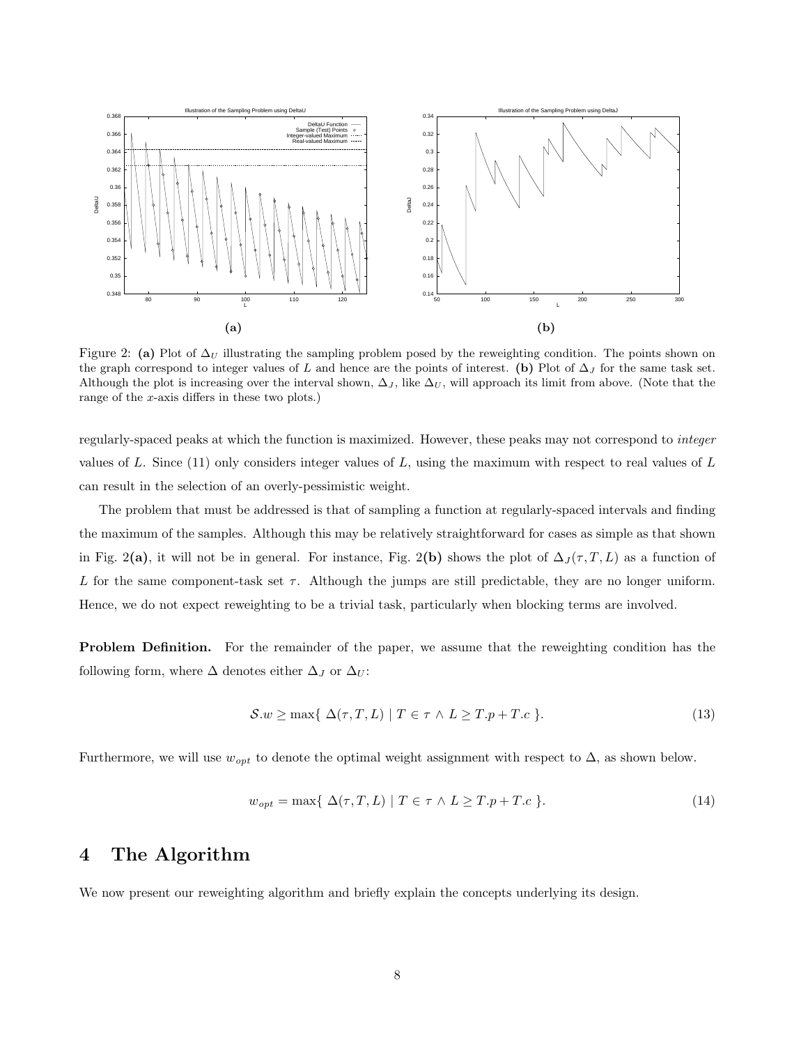Figure 2: **(a)** Plot of $\Delta_U$ illustrating the sampling problem posed by the reweighting condition. The points shown on the graph correspond to integer values of $L$ and hence are the points of interest. **(b)** Plot of $\Delta_J$ for the same task set. Although the plot is increasing over the interval shown, $\Delta_J$, like $\Delta_U$, will approach its limit from above. (Note that the range of the $x$-axis differs in these two plots.)

regularly-spaced peaks at which the function is maximized. However, these peaks may not correspond to *integer* values of $L$. Since (11) only considers integer values of $L$, using the maximum with respect to real values of $L$ can result in the selection of an overly-pessimistic weight.

The problem that must be addressed is that of sampling a function at regularly-spaced intervals and finding the maximum of the samples. Although this may be relatively straightforward for cases as simple as that shown in Fig. 2**(a)**, it will not be in general. For instance, Fig. 2**(b)** shows the plot of $\Delta_J(\tau, T, L)$ as a function of $L$ for the same component-task set $\tau$. Although the jumps are still predictable, they are no longer uniform. Hence, we do not expect reweighting to be a trivial task, particularly when blocking terms are involved.

**Problem Definition.** For the remainder of the paper, we assume that the reweighting condition has the following form, where $\Delta$ denotes either $\Delta_J$ or $\Delta_U$:

$$\mathcal{S}.w \geq \max\{\ \Delta(\tau, T, L) \mid T \in \tau \wedge L \geq T.p + T.c\ \}. \tag{13}$$

Furthermore, we will use $w_{opt}$ to denote the optimal weight assignment with respect to $\Delta$, as shown below.

$$w_{opt} = \max\{\ \Delta(\tau, T, L) \mid T \in \tau \wedge L \geq T.p + T.c\ \}. \tag{14}$$

# 4 The Algorithm

We now present our reweighting algorithm and briefly explain the concepts underlying its design.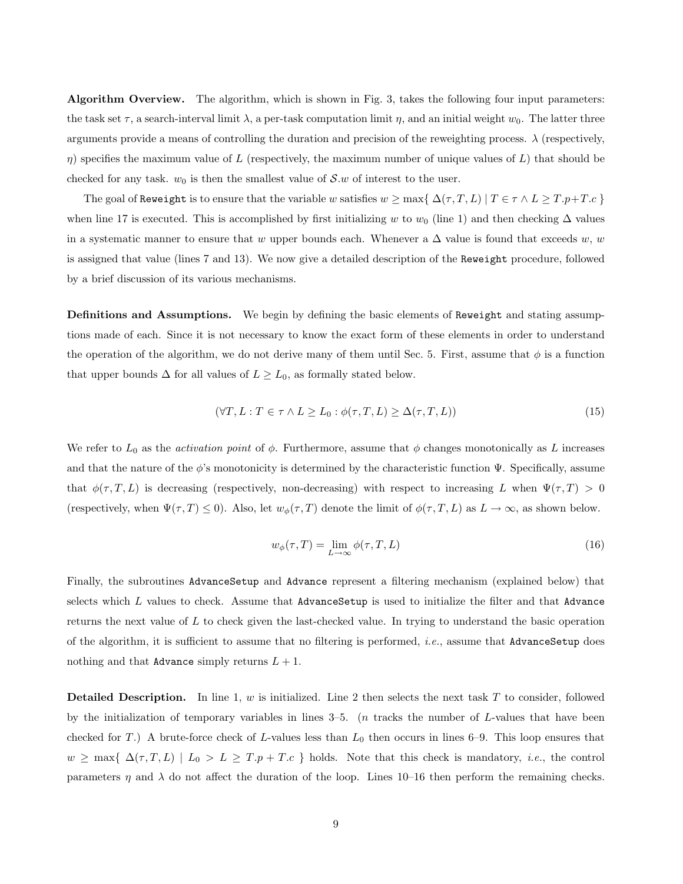**Algorithm Overview.** The algorithm, which is shown in Fig. 3, takes the following four input parameters: the task set $\tau$, a search-interval limit $\lambda$, a per-task computation limit $\eta$, and an initial weight $w_0$. The latter three arguments provide a means of controlling the duration and precision of the reweighting process. $\lambda$ (respectively, $\eta$) specifies the maximum value of $L$ (respectively, the maximum number of unique values of $L$) that should be checked for any task. $w_0$ is then the smallest value of $\mathcal{S}.w$ of interest to the user.

The goal of `Reweight` is to ensure that the variable $w$ satisfies $w \geq \max\{\ \Delta(\tau, T, L) \mid T \in \tau \wedge L \geq T.p + T.c\ \}$ when line 17 is executed. This is accomplished by first initializing $w$ to $w_0$ (line 1) and then checking $\Delta$ values in a systematic manner to ensure that $w$ upper bounds each. Whenever a $\Delta$ value is found that exceeds $w$, $w$ is assigned that value (lines 7 and 13). We now give a detailed description of the `Reweight` procedure, followed by a brief discussion of its various mechanisms.

**Definitions and Assumptions.** We begin by defining the basic elements of `Reweight` and stating assumptions made of each. Since it is not necessary to know the exact form of these elements in order to understand the operation of the algorithm, we do not derive many of them until Sec. 5. First, assume that $\phi$ is a function that upper bounds $\Delta$ for all values of $L \geq L_0$, as formally stated below.

$$(\forall T, L : T \in \tau \wedge L \geq L_0 : \phi(\tau, T, L) \geq \Delta(\tau, T, L)) \tag{15}$$

We refer to $L_0$ as the *activation point* of $\phi$. Furthermore, assume that $\phi$ changes monotonically as $L$ increases and that the nature of the $\phi$'s monotonicity is determined by the characteristic function $\Psi$. Specifically, assume that $\phi(\tau, T, L)$ is decreasing (respectively, non-decreasing) with respect to increasing $L$ when $\Psi(\tau, T) > 0$ (respectively, when $\Psi(\tau, T) \leq 0$). Also, let $w_\phi(\tau, T)$ denote the limit of $\phi(\tau, T, L)$ as $L \to \infty$, as shown below.

$$w_\phi(\tau, T) = \lim_{L \to \infty} \phi(\tau, T, L) \tag{16}$$

Finally, the subroutines `AdvanceSetup` and `Advance` represent a filtering mechanism (explained below) that selects which $L$ values to check. Assume that `AdvanceSetup` is used to initialize the filter and that `Advance` returns the next value of $L$ to check given the last-checked value. In trying to understand the basic operation of the algorithm, it is sufficient to assume that no filtering is performed, *i.e.*, assume that `AdvanceSetup` does nothing and that `Advance` simply returns $L + 1$.

**Detailed Description.** In line 1, $w$ is initialized. Line 2 then selects the next task $T$ to consider, followed by the initialization of temporary variables in lines 3–5. ($n$ tracks the number of $L$-values that have been checked for $T$.) A brute-force check of $L$-values less than $L_0$ then occurs in lines 6–9. This loop ensures that $w \geq \max\{\ \Delta(\tau, T, L) \mid L_0 > L \geq T.p + T.c\ \}$ holds. Note that this check is mandatory, *i.e.*, the control parameters $\eta$ and $\lambda$ do not affect the duration of the loop. Lines 10–16 then perform the remaining checks.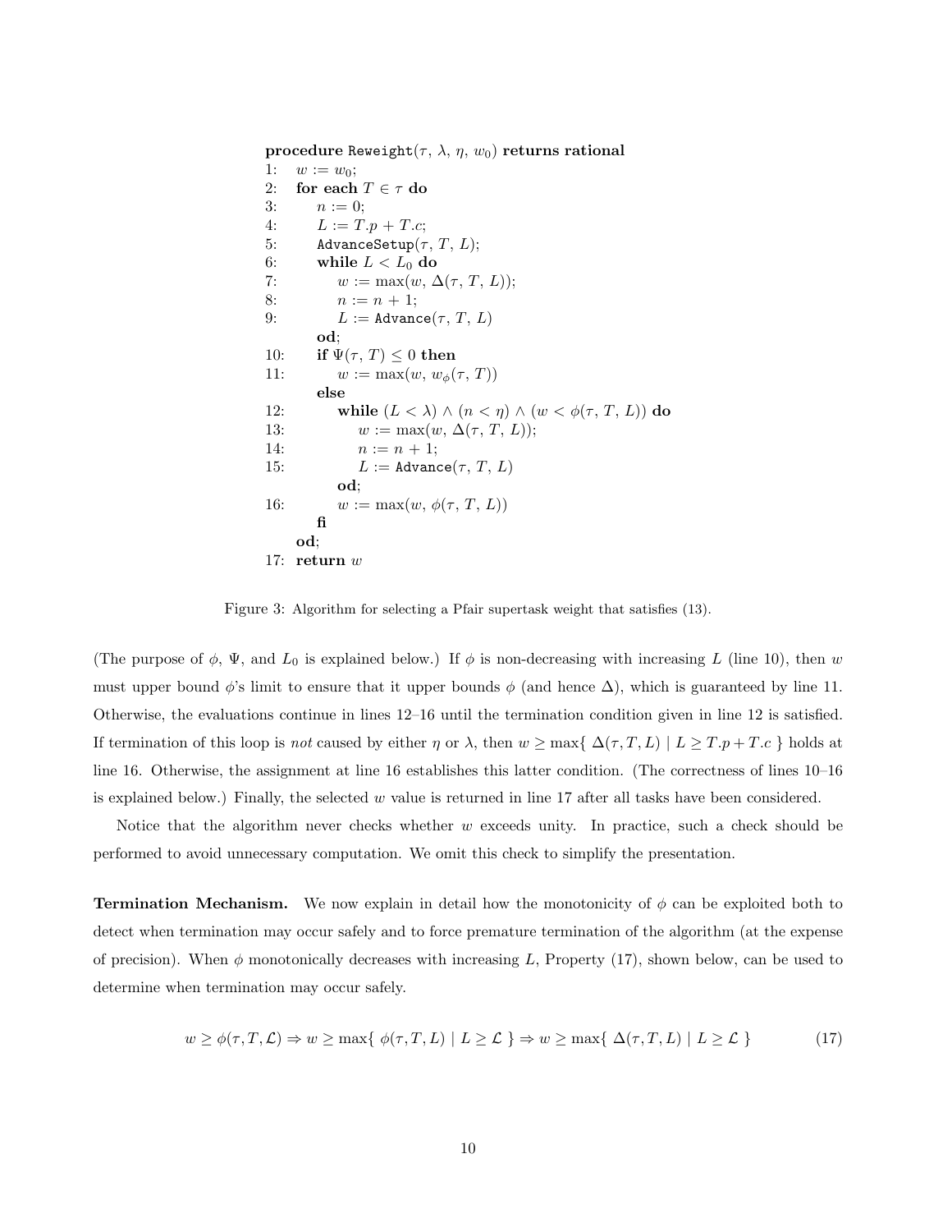```
procedure Reweight(τ, λ, η, w₀) returns rational
1:  w := w₀;
2:  for each T ∈ τ do
3:      n := 0;
4:      L := T.p + T.c;
5:      AdvanceSetup(τ, T, L);
6:      while L < L₀ do
7:          w := max(w, Δ(τ, T, L));
8:          n := n + 1;
9:          L := Advance(τ, T, L)
        od;
10:     if Ψ(τ, T) ≤ 0 then
11:         w := max(w, w_φ(τ, T))
        else
12:         while (L < λ) ∧ (n < η) ∧ (w < φ(τ, T, L)) do
13:             w := max(w, Δ(τ, T, L));
14:             n := n + 1;
15:             L := Advance(τ, T, L)
            od;
16:         w := max(w, φ(τ, T, L))
        fi
    od;
17: return w
```

Figure 3: Algorithm for selecting a Pfair supertask weight that satisfies (13).

(The purpose of $\phi$, $\Psi$, and $L_0$ is explained below.) If $\phi$ is non-decreasing with increasing $L$ (line 10), then $w$ must upper bound $\phi$'s limit to ensure that it upper bounds $\phi$ (and hence $\Delta$), which is guaranteed by line 11. Otherwise, the evaluations continue in lines 12–16 until the termination condition given in line 12 is satisfied. If termination of this loop is *not* caused by either $\eta$ or $\lambda$, then $w \geq \max\{ \Delta(\tau, T, L) \mid L \geq T.p + T.c \}$ holds at line 16. Otherwise, the assignment at line 16 establishes this latter condition. (The correctness of lines 10–16 is explained below.) Finally, the selected $w$ value is returned in line 17 after all tasks have been considered.

Notice that the algorithm never checks whether $w$ exceeds unity. In practice, such a check should be performed to avoid unnecessary computation. We omit this check to simplify the presentation.

**Termination Mechanism.** We now explain in detail how the monotonicity of $\phi$ can be exploited both to detect when termination may occur safely and to force premature termination of the algorithm (at the expense of precision). When $\phi$ monotonically decreases with increasing $L$, Property (17), shown below, can be used to determine when termination may occur safely.

$$w \geq \phi(\tau, T, \mathcal{L}) \Rightarrow w \geq \max\{ \phi(\tau, T, L) \mid L \geq \mathcal{L} \} \Rightarrow w \geq \max\{ \Delta(\tau, T, L) \mid L \geq \mathcal{L} \} \tag{17}$$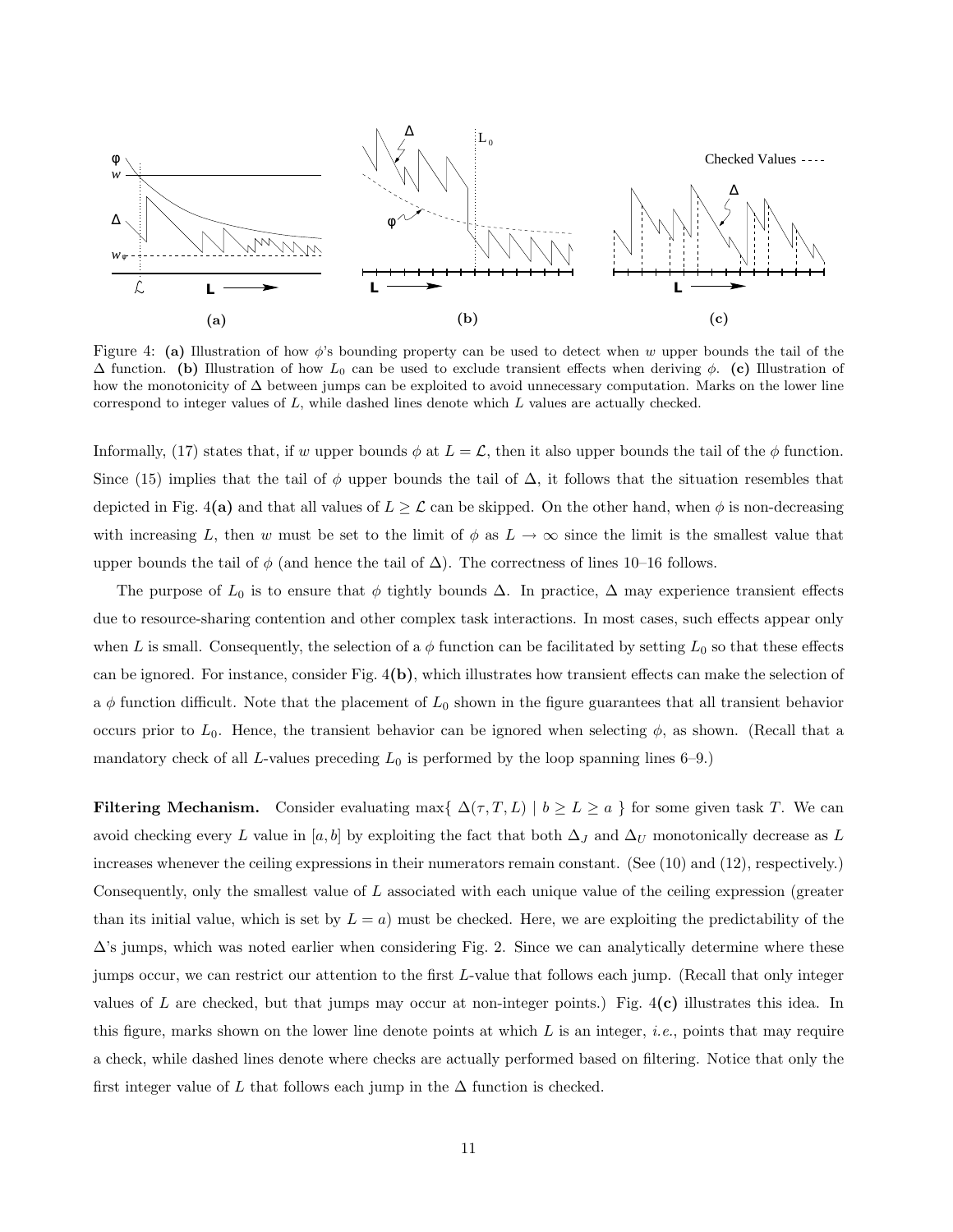Figure 4: **(a)** Illustration of how $\phi$'s bounding property can be used to detect when $w$ upper bounds the tail of the $\Delta$ function. **(b)** Illustration of how $L_0$ can be used to exclude transient effects when deriving $\phi$. **(c)** Illustration of how the monotonicity of $\Delta$ between jumps can be exploited to avoid unnecessary computation. Marks on the lower line correspond to integer values of $L$, while dashed lines denote which $L$ values are actually checked.

Informally, (17) states that, if $w$ upper bounds $\phi$ at $L = \mathcal{L}$, then it also upper bounds the tail of the $\phi$ function. Since (15) implies that the tail of $\phi$ upper bounds the tail of $\Delta$, it follows that the situation resembles that depicted in Fig. 4**(a)** and that all values of $L \geq \mathcal{L}$ can be skipped. On the other hand, when $\phi$ is non-decreasing with increasing $L$, then $w$ must be set to the limit of $\phi$ as $L \to \infty$ since the limit is the smallest value that upper bounds the tail of $\phi$ (and hence the tail of $\Delta$). The correctness of lines 10–16 follows.

The purpose of $L_0$ is to ensure that $\phi$ tightly bounds $\Delta$. In practice, $\Delta$ may experience transient effects due to resource-sharing contention and other complex task interactions. In most cases, such effects appear only when $L$ is small. Consequently, the selection of a $\phi$ function can be facilitated by setting $L_0$ so that these effects can be ignored. For instance, consider Fig. 4**(b)**, which illustrates how transient effects can make the selection of a $\phi$ function difficult. Note that the placement of $L_0$ shown in the figure guarantees that all transient behavior occurs prior to $L_0$. Hence, the transient behavior can be ignored when selecting $\phi$, as shown. (Recall that a mandatory check of all $L$-values preceding $L_0$ is performed by the loop spanning lines 6–9.)

**Filtering Mechanism.** Consider evaluating $\max\{\ \Delta(\tau, T, L) \mid b \geq L \geq a\ \}$ for some given task $T$. We can avoid checking every $L$ value in $[a, b]$ by exploiting the fact that both $\Delta_J$ and $\Delta_U$ monotonically decrease as $L$ increases whenever the ceiling expressions in their numerators remain constant. (See (10) and (12), respectively.) Consequently, only the smallest value of $L$ associated with each unique value of the ceiling expression (greater than its initial value, which is set by $L = a$) must be checked. Here, we are exploiting the predictability of the $\Delta$'s jumps, which was noted earlier when considering Fig. 2. Since we can analytically determine where these jumps occur, we can restrict our attention to the first $L$-value that follows each jump. (Recall that only integer values of $L$ are checked, but that jumps may occur at non-integer points.) Fig. 4**(c)** illustrates this idea. In this figure, marks shown on the lower line denote points at which $L$ is an integer, *i.e.*, points that may require a check, while dashed lines denote where checks are actually performed based on filtering. Notice that only the first integer value of $L$ that follows each jump in the $\Delta$ function is checked.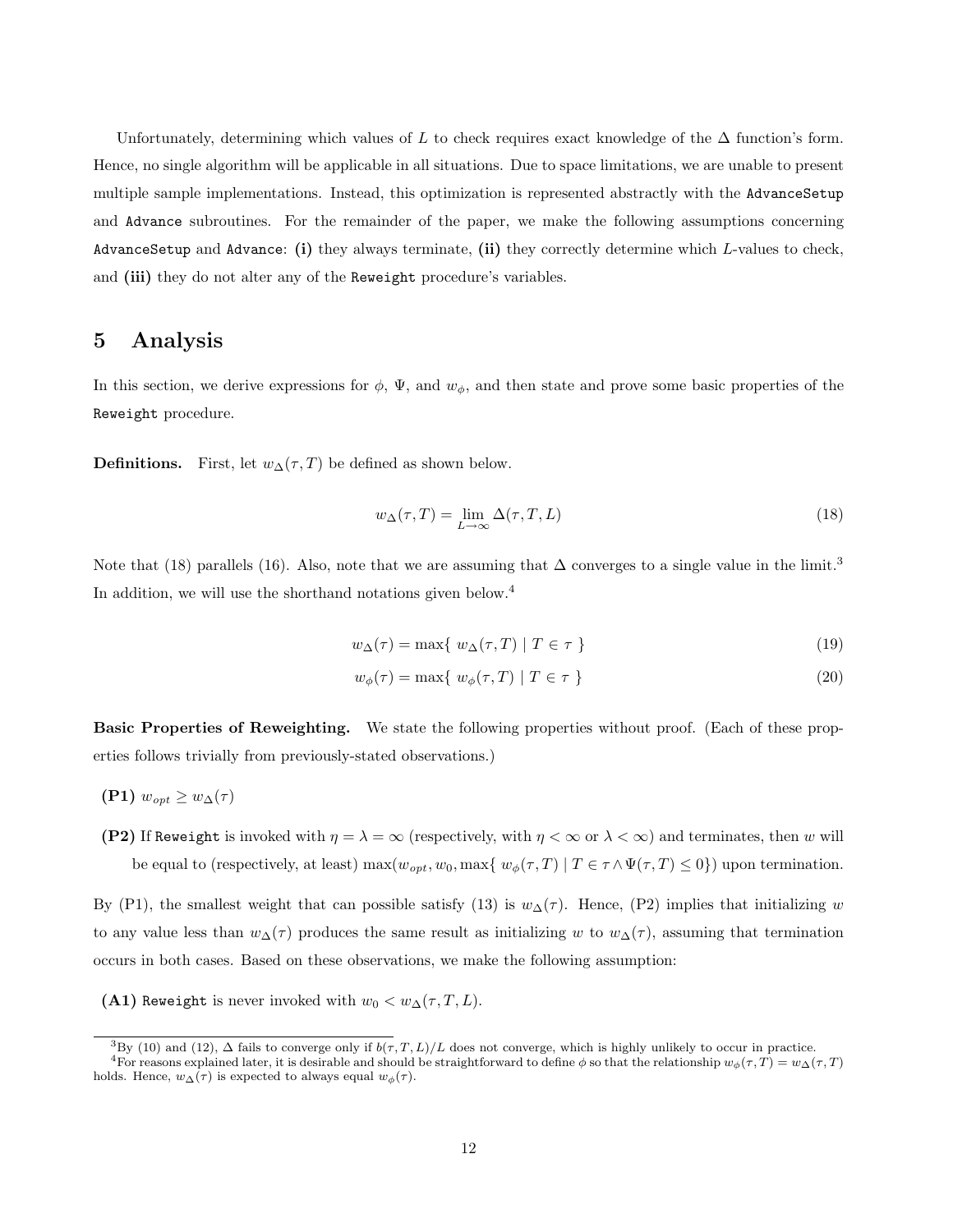Unfortunately, determining which values of $L$ to check requires exact knowledge of the $\Delta$ function's form. Hence, no single algorithm will be applicable in all situations. Due to space limitations, we are unable to present multiple sample implementations. Instead, this optimization is represented abstractly with the `AdvanceSetup` and `Advance` subroutines. For the remainder of the paper, we make the following assumptions concerning `AdvanceSetup` and `Advance`: **(i)** they always terminate, **(ii)** they correctly determine which $L$-values to check, and **(iii)** they do not alter any of the `Reweight` procedure's variables.

# 5 Analysis

In this section, we derive expressions for $\phi$, $\Psi$, and $w_\phi$, and then state and prove some basic properties of the `Reweight` procedure.

**Definitions.** First, let $w_\Delta(\tau, T)$ be defined as shown below.

$$w_\Delta(\tau, T) = \lim_{L \to \infty} \Delta(\tau, T, L) \tag{18}$$

Note that (18) parallels (16). Also, note that we are assuming that $\Delta$ converges to a single value in the limit.[3] In addition, we will use the shorthand notations given below.[4]

$$w_\Delta(\tau) = \max\{\ w_\Delta(\tau, T) \mid T \in \tau\ \} \tag{19}$$

$$w_\phi(\tau) = \max\{\ w_\phi(\tau, T) \mid T \in \tau\ \} \tag{20}$$

**Basic Properties of Reweighting.** We state the following properties without proof. (Each of these properties follows trivially from previously-stated observations.)

**(P1)** $w_{opt} \geq w_\Delta(\tau)$

**(P2)** If `Reweight` is invoked with $\eta = \lambda = \infty$ (respectively, with $\eta < \infty$ or $\lambda < \infty$) and terminates, then $w$ will be equal to (respectively, at least) $\max(w_{opt}, w_0, \max\{\ w_\phi(\tau, T) \mid T \in \tau \wedge \Psi(\tau, T) \leq 0\})$ upon termination.

By (P1), the smallest weight that can possible satisfy (13) is $w_\Delta(\tau)$. Hence, (P2) implies that initializing $w$ to any value less than $w_\Delta(\tau)$ produces the same result as initializing $w$ to $w_\Delta(\tau)$, assuming that termination occurs in both cases. Based on these observations, we make the following assumption:

**(A1)** `Reweight` is never invoked with $w_0 < w_\Delta(\tau, T, L)$.

[3] By (10) and (12), $\Delta$ fails to converge only if $b(\tau, T, L)/L$ does not converge, which is highly unlikely to occur in practice.

[4] For reasons explained later, it is desirable and should be straightforward to define $\phi$ so that the relationship $w_\phi(\tau, T) = w_\Delta(\tau, T)$ holds. Hence, $w_\Delta(\tau)$ is expected to always equal $w_\phi(\tau)$.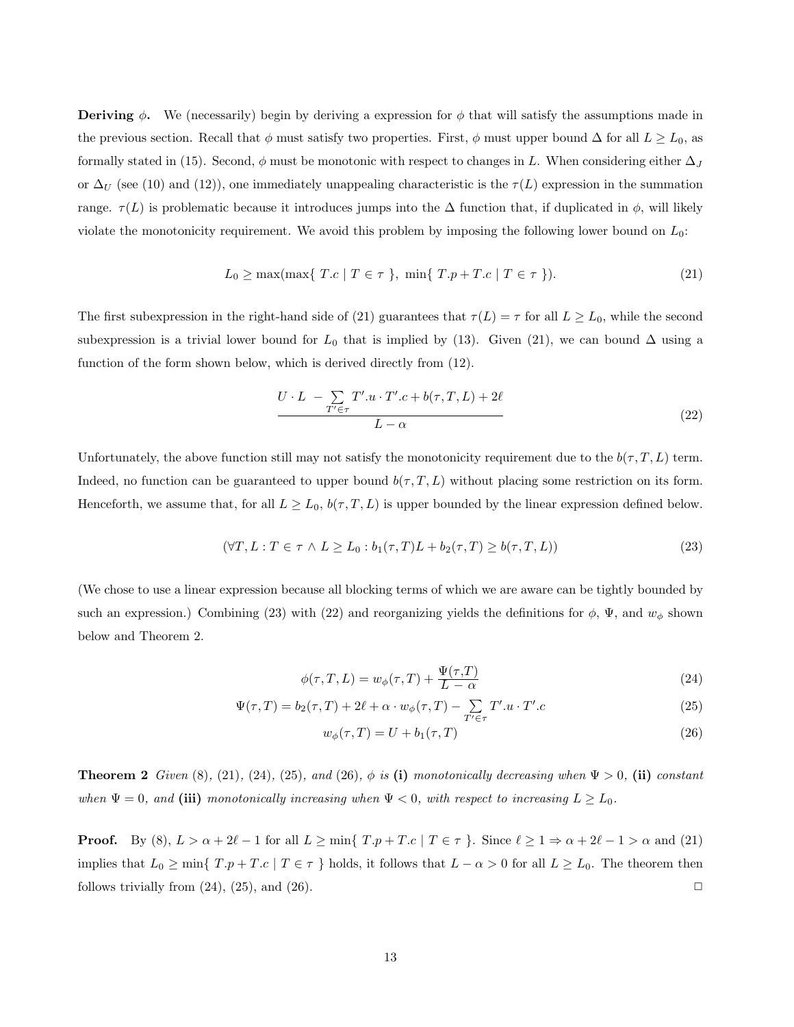**Deriving $\phi$.** We (necessarily) begin by deriving a expression for $\phi$ that will satisfy the assumptions made in the previous section. Recall that $\phi$ must satisfy two properties. First, $\phi$ must upper bound $\Delta$ for all $L \geq L_0$, as formally stated in (15). Second, $\phi$ must be monotonic with respect to changes in $L$. When considering either $\Delta_J$ or $\Delta_U$ (see (10) and (12)), one immediately unappealing characteristic is the $\tau(L)$ expression in the summation range. $\tau(L)$ is problematic because it introduces jumps into the $\Delta$ function that, if duplicated in $\phi$, will likely violate the monotonicity requirement. We avoid this problem by imposing the following lower bound on $L_0$:

$$L_0 \geq \max(\max\{\, T.c \mid T \in \tau \,\},\ \min\{\, T.p + T.c \mid T \in \tau \,\}). \tag{21}$$

The first subexpression in the right-hand side of (21) guarantees that $\tau(L) = \tau$ for all $L \geq L_0$, while the second subexpression is a trivial lower bound for $L_0$ that is implied by (13). Given (21), we can bound $\Delta$ using a function of the form shown below, which is derived directly from (12).

$$\frac{U \cdot L \ - \sum_{T' \in \tau} T'.u \cdot T'.c + b(\tau, T, L) + 2\ell}{L - \alpha} \tag{22}$$

Unfortunately, the above function still may not satisfy the monotonicity requirement due to the $b(\tau, T, L)$ term. Indeed, no function can be guaranteed to upper bound $b(\tau, T, L)$ without placing some restriction on its form. Henceforth, we assume that, for all $L \geq L_0$, $b(\tau, T, L)$ is upper bounded by the linear expression defined below.

$$(\forall T, L : T \in \tau \wedge L \geq L_0 : b_1(\tau, T)L + b_2(\tau, T) \geq b(\tau, T, L)) \tag{23}$$

(We chose to use a linear expression because all blocking terms of which we are aware can be tightly bounded by such an expression.) Combining (23) with (22) and reorganizing yields the definitions for $\phi$, $\Psi$, and $w_\phi$ shown below and Theorem 2.

$$\phi(\tau, T, L) = w_\phi(\tau, T) + \frac{\Psi(\tau,T)}{L - \alpha} \tag{24}$$

$$\Psi(\tau, T) = b_2(\tau, T) + 2\ell + \alpha \cdot w_\phi(\tau, T) - \sum_{T' \in \tau} T'.u \cdot T'.c \tag{25}$$

$$w_\phi(\tau, T) = U + b_1(\tau, T) \tag{26}$$

**Theorem 2** *Given (8), (21), (24), (25), and (26), $\phi$ is* **(i)** *monotonically decreasing when $\Psi > 0$,* **(ii)** *constant when $\Psi = 0$, and* **(iii)** *monotonically increasing when $\Psi < 0$, with respect to increasing $L \geq L_0$.*

**Proof.** By (8), $L > \alpha + 2\ell - 1$ for all $L \geq \min\{\, T.p + T.c \mid T \in \tau \,\}$. Since $\ell \geq 1 \Rightarrow \alpha + 2\ell - 1 > \alpha$ and (21) implies that $L_0 \geq \min\{\, T.p + T.c \mid T \in \tau \,\}$ holds, it follows that $L - \alpha > 0$ for all $L \geq L_0$. The theorem then follows trivially from (24), (25), and (26). □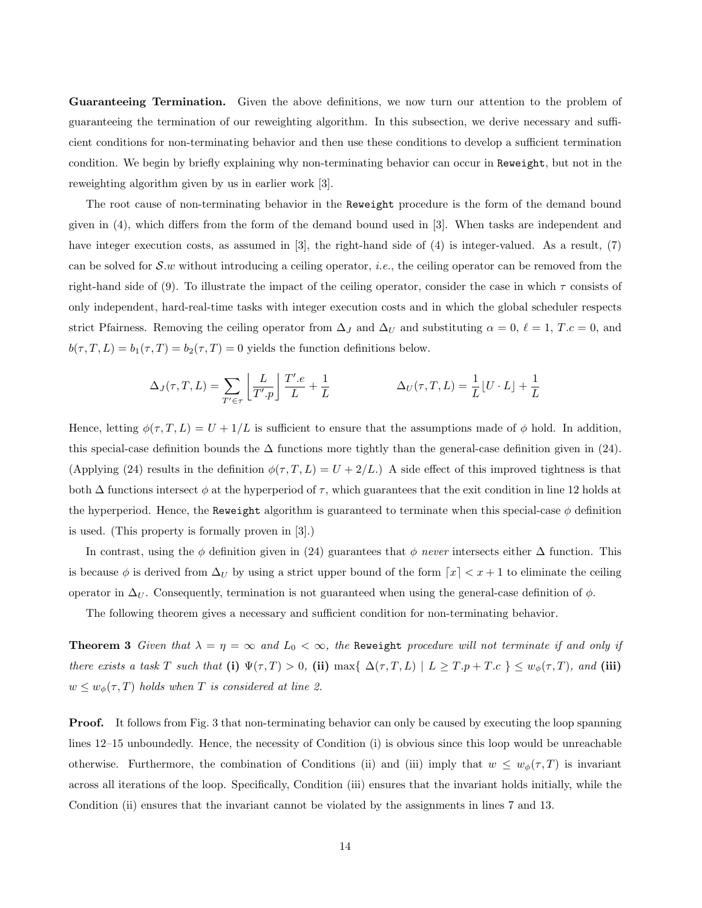**Guaranteeing Termination.** Given the above definitions, we now turn our attention to the problem of guaranteeing the termination of our reweighting algorithm. In this subsection, we derive necessary and sufficient conditions for non-terminating behavior and then use these conditions to develop a sufficient termination condition. We begin by briefly explaining why non-terminating behavior can occur in `Reweight`, but not in the reweighting algorithm given by us in earlier work [3].

The root cause of non-terminating behavior in the `Reweight` procedure is the form of the demand bound given in (4), which differs from the form of the demand bound used in [3]. When tasks are independent and have integer execution costs, as assumed in [3], the right-hand side of (4) is integer-valued. As a result, (7) can be solved for $\mathcal{S}.w$ without introducing a ceiling operator, *i.e.*, the ceiling operator can be removed from the right-hand side of (9). To illustrate the impact of the ceiling operator, consider the case in which $\tau$ consists of only independent, hard-real-time tasks with integer execution costs and in which the global scheduler respects strict Pfairness. Removing the ceiling operator from $\Delta_J$ and $\Delta_U$ and substituting $\alpha = 0$, $\ell = 1$, $T.c = 0$, and $b(\tau, T, L) = b_1(\tau, T) = b_2(\tau, T) = 0$ yields the function definitions below.

$$\Delta_J(\tau, T, L) = \sum_{T' \in \tau} \left\lfloor \frac{L}{T'.p} \right\rfloor \frac{T'.e}{L} + \frac{1}{L} \qquad\qquad \Delta_U(\tau, T, L) = \frac{1}{L} \lfloor U \cdot L \rfloor + \frac{1}{L}$$

Hence, letting $\phi(\tau, T, L) = U + 1/L$ is sufficient to ensure that the assumptions made of $\phi$ hold. In addition, this special-case definition bounds the $\Delta$ functions more tightly than the general-case definition given in (24). (Applying (24) results in the definition $\phi(\tau, T, L) = U + 2/L$.) A side effect of this improved tightness is that both $\Delta$ functions intersect $\phi$ at the hyperperiod of $\tau$, which guarantees that the exit condition in line 12 holds at the hyperperiod. Hence, the `Reweight` algorithm is guaranteed to terminate when this special-case $\phi$ definition is used. (This property is formally proven in [3].)

In contrast, using the $\phi$ definition given in (24) guarantees that $\phi$ *never* intersects either $\Delta$ function. This is because $\phi$ is derived from $\Delta_U$ by using a strict upper bound of the form $\lceil x \rceil < x + 1$ to eliminate the ceiling operator in $\Delta_U$. Consequently, termination is not guaranteed when using the general-case definition of $\phi$.

The following theorem gives a necessary and sufficient condition for non-terminating behavior.

**Theorem 3** *Given that $\lambda = \eta = \infty$ and $L_0 < \infty$, the* `Reweight` *procedure will not terminate if and only if there exists a task $T$ such that* **(i)** $\Psi(\tau, T) > 0$, **(ii)** $\max\{\ \Delta(\tau, T, L) \mid L \geq T.p + T.c\ \} \leq w_\phi(\tau, T)$, *and* **(iii)** $w \leq w_\phi(\tau, T)$ *holds when $T$ is considered at line 2.*

**Proof.** It follows from Fig. 3 that non-terminating behavior can only be caused by executing the loop spanning lines 12–15 unboundedly. Hence, the necessity of Condition (i) is obvious since this loop would be unreachable otherwise. Furthermore, the combination of Conditions (ii) and (iii) imply that $w \leq w_\phi(\tau, T)$ is invariant across all iterations of the loop. Specifically, Condition (iii) ensures that the invariant holds initially, while the Condition (ii) ensures that the invariant cannot be violated by the assignments in lines 7 and 13.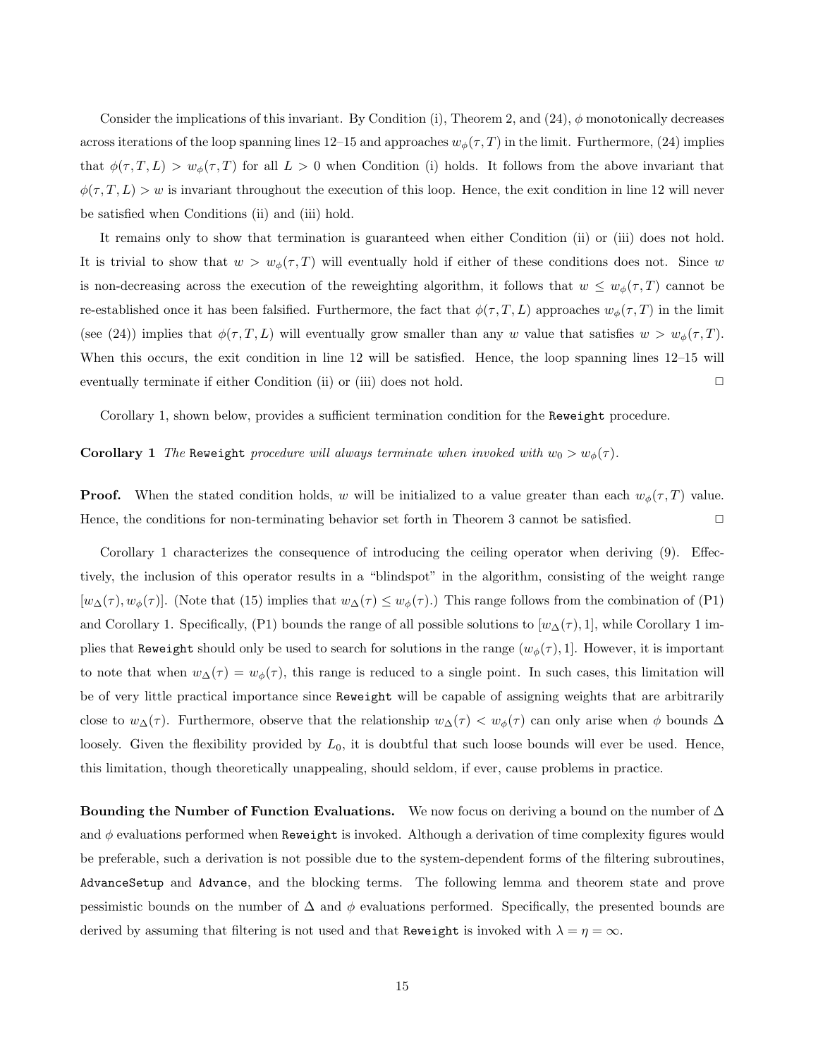Consider the implications of this invariant. By Condition (i), Theorem 2, and (24), $\phi$ monotonically decreases across iterations of the loop spanning lines 12–15 and approaches $w_\phi(\tau, T)$ in the limit. Furthermore, (24) implies that $\phi(\tau, T, L) > w_\phi(\tau, T)$ for all $L > 0$ when Condition (i) holds. It follows from the above invariant that $\phi(\tau, T, L) > w$ is invariant throughout the execution of this loop. Hence, the exit condition in line 12 will never be satisfied when Conditions (ii) and (iii) hold.

It remains only to show that termination is guaranteed when either Condition (ii) or (iii) does not hold. It is trivial to show that $w > w_\phi(\tau, T)$ will eventually hold if either of these conditions does not. Since $w$ is non-decreasing across the execution of the reweighting algorithm, it follows that $w \leq w_\phi(\tau, T)$ cannot be re-established once it has been falsified. Furthermore, the fact that $\phi(\tau, T, L)$ approaches $w_\phi(\tau, T)$ in the limit (see (24)) implies that $\phi(\tau, T, L)$ will eventually grow smaller than any $w$ value that satisfies $w > w_\phi(\tau, T)$. When this occurs, the exit condition in line 12 will be satisfied. Hence, the loop spanning lines 12–15 will eventually terminate if either Condition (ii) or (iii) does not hold. $\square$

Corollary 1, shown below, provides a sufficient termination condition for the `Reweight` procedure.

**Corollary 1** *The* `Reweight` *procedure will always terminate when invoked with* $w_0 > w_\phi(\tau)$.

**Proof.** When the stated condition holds, $w$ will be initialized to a value greater than each $w_\phi(\tau, T)$ value. Hence, the conditions for non-terminating behavior set forth in Theorem 3 cannot be satisfied. $\square$

Corollary 1 characterizes the consequence of introducing the ceiling operator when deriving (9). Effectively, the inclusion of this operator results in a "blindspot" in the algorithm, consisting of the weight range $[w_\Delta(\tau), w_\phi(\tau)]$. (Note that (15) implies that $w_\Delta(\tau) \leq w_\phi(\tau)$.) This range follows from the combination of (P1) and Corollary 1. Specifically, (P1) bounds the range of all possible solutions to $[w_\Delta(\tau), 1]$, while Corollary 1 implies that `Reweight` should only be used to search for solutions in the range $(w_\phi(\tau), 1]$. However, it is important to note that when $w_\Delta(\tau) = w_\phi(\tau)$, this range is reduced to a single point. In such cases, this limitation will be of very little practical importance since `Reweight` will be capable of assigning weights that are arbitrarily close to $w_\Delta(\tau)$. Furthermore, observe that the relationship $w_\Delta(\tau) < w_\phi(\tau)$ can only arise when $\phi$ bounds $\Delta$ loosely. Given the flexibility provided by $L_0$, it is doubtful that such loose bounds will ever be used. Hence, this limitation, though theoretically unappealing, should seldom, if ever, cause problems in practice.

**Bounding the Number of Function Evaluations.** We now focus on deriving a bound on the number of $\Delta$ and $\phi$ evaluations performed when `Reweight` is invoked. Although a derivation of time complexity figures would be preferable, such a derivation is not possible due to the system-dependent forms of the filtering subroutines, `AdvanceSetup` and `Advance`, and the blocking terms. The following lemma and theorem state and prove pessimistic bounds on the number of $\Delta$ and $\phi$ evaluations performed. Specifically, the presented bounds are derived by assuming that filtering is not used and that `Reweight` is invoked with $\lambda = \eta = \infty$.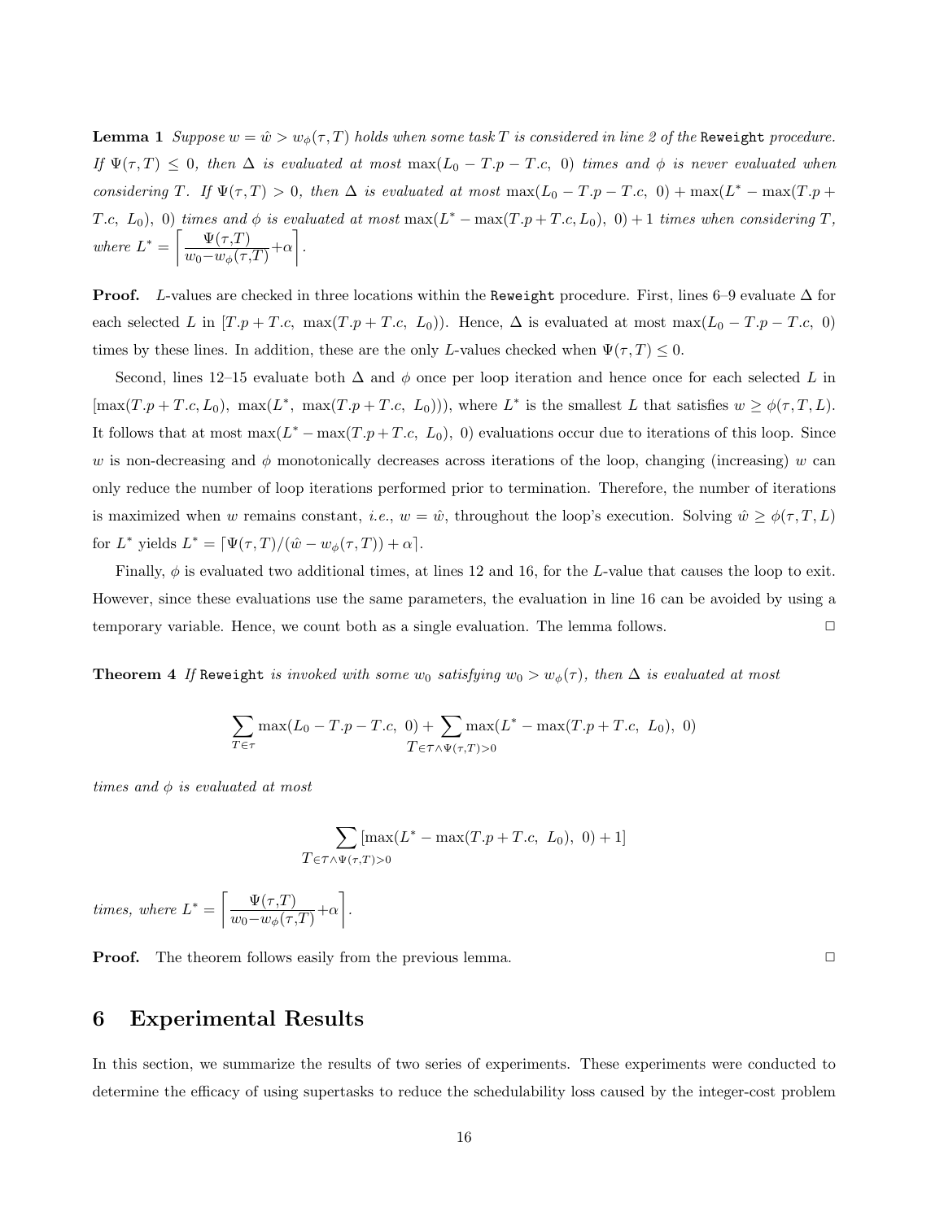**Lemma 1** *Suppose $w = \hat{w} > w_\phi(\tau, T)$ holds when some task $T$ is considered in line 2 of the* `Reweight` *procedure. If $\Psi(\tau, T) \leq 0$, then $\Delta$ is evaluated at most $\max(L_0 - T.p - T.c,\ 0)$ times and $\phi$ is never evaluated when considering $T$. If $\Psi(\tau, T) > 0$, then $\Delta$ is evaluated at most $\max(L_0 - T.p - T.c,\ 0) + \max(L^* - \max(T.p + T.c,\ L_0),\ 0)$ times and $\phi$ is evaluated at most $\max(L^* - \max(T.p + T.c, L_0),\ 0) + 1$ times when considering $T$, where $L^* = \left\lceil \frac{\Psi(\tau,T)}{w_0 - w_\phi(\tau,T)} + \alpha \right\rceil$.*

**Proof.** $L$-values are checked in three locations within the `Reweight` procedure. First, lines 6–9 evaluate $\Delta$ for each selected $L$ in $[T.p + T.c,\ \max(T.p + T.c,\ L_0))$. Hence, $\Delta$ is evaluated at most $\max(L_0 - T.p - T.c,\ 0)$ times by these lines. In addition, these are the only $L$-values checked when $\Psi(\tau, T) \leq 0$.

Second, lines 12–15 evaluate both $\Delta$ and $\phi$ once per loop iteration and hence once for each selected $L$ in $[\max(T.p + T.c, L_0),\ \max(L^*,\ \max(T.p + T.c,\ L_0)))$, where $L^*$ is the smallest $L$ that satisfies $w \geq \phi(\tau, T, L)$. It follows that at most $\max(L^* - \max(T.p + T.c,\ L_0),\ 0)$ evaluations occur due to iterations of this loop. Since $w$ is non-decreasing and $\phi$ monotonically decreases across iterations of the loop, changing (increasing) $w$ can only reduce the number of loop iterations performed prior to termination. Therefore, the number of iterations is maximized when $w$ remains constant, *i.e.*, $w = \hat{w}$, throughout the loop's execution. Solving $\hat{w} \geq \phi(\tau, T, L)$ for $L^*$ yields $L^* = \lceil \Psi(\tau, T)/(\hat{w} - w_\phi(\tau, T)) + \alpha \rceil$.

Finally, $\phi$ is evaluated two additional times, at lines 12 and 16, for the $L$-value that causes the loop to exit. However, since these evaluations use the same parameters, the evaluation in line 16 can be avoided by using a temporary variable. Hence, we count both as a single evaluation. The lemma follows. □

**Theorem 4** *If* `Reweight` *is invoked with some $w_0$ satisfying $w_0 > w_\phi(\tau)$, then $\Delta$ is evaluated at most*

$$\sum_{T \in \tau} \max(L_0 - T.p - T.c,\ 0) + \sum_{T \in \tau \wedge \Psi(\tau,T) > 0} \max(L^* - \max(T.p + T.c,\ L_0),\ 0)$$

*times and $\phi$ is evaluated at most*

$$\sum_{T \in \tau \wedge \Psi(\tau,T) > 0} [\max(L^* - \max(T.p + T.c,\ L_0),\ 0) + 1]$$

*times, where $L^* = \left\lceil \frac{\Psi(\tau,T)}{w_0 - w_\phi(\tau,T)} + \alpha \right\rceil$.*

**Proof.** The theorem follows easily from the previous lemma. □

# 6 Experimental Results

In this section, we summarize the results of two series of experiments. These experiments were conducted to determine the efficacy of using supertasks to reduce the schedulability loss caused by the integer-cost problem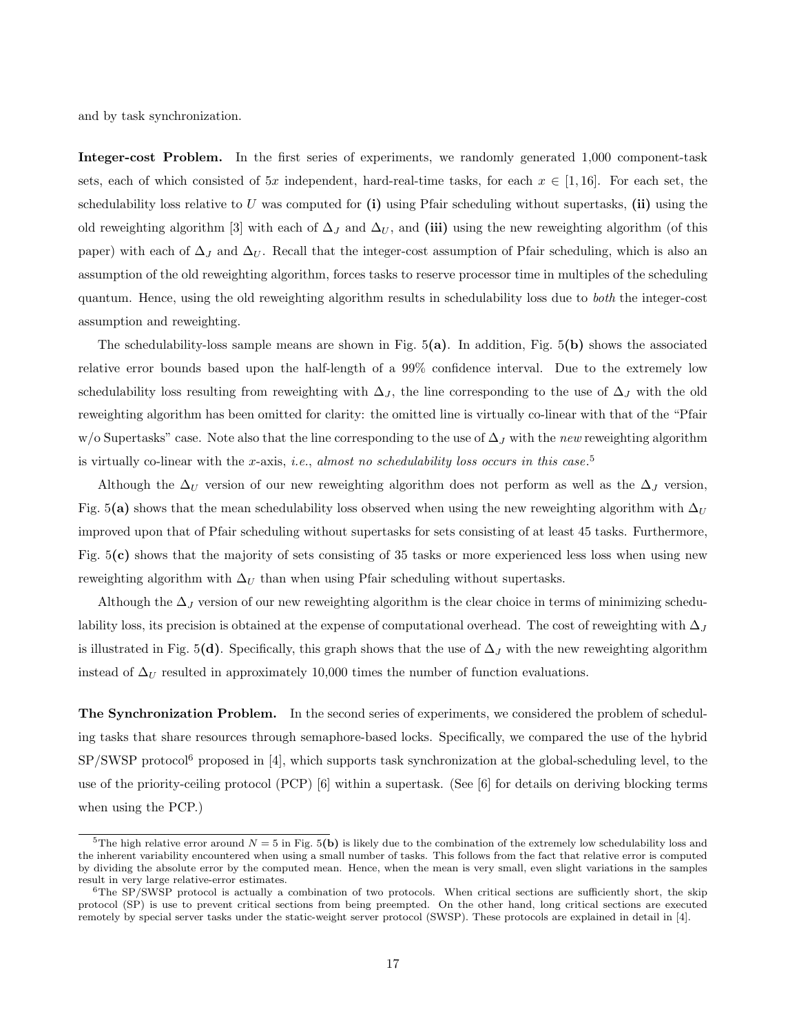and by task synchronization.

**Integer-cost Problem.** In the first series of experiments, we randomly generated 1,000 component-task sets, each of which consisted of $5x$ independent, hard-real-time tasks, for each $x \in [1, 16]$. For each set, the schedulability loss relative to $U$ was computed for **(i)** using Pfair scheduling without supertasks, **(ii)** using the old reweighting algorithm [3] with each of $\Delta_J$ and $\Delta_U$, and **(iii)** using the new reweighting algorithm (of this paper) with each of $\Delta_J$ and $\Delta_U$. Recall that the integer-cost assumption of Pfair scheduling, which is also an assumption of the old reweighting algorithm, forces tasks to reserve processor time in multiples of the scheduling quantum. Hence, using the old reweighting algorithm results in schedulability loss due to *both* the integer-cost assumption and reweighting.

The schedulability-loss sample means are shown in Fig. 5**(a)**. In addition, Fig. 5**(b)** shows the associated relative error bounds based upon the half-length of a 99% confidence interval. Due to the extremely low schedulability loss resulting from reweighting with $\Delta_J$, the line corresponding to the use of $\Delta_J$ with the old reweighting algorithm has been omitted for clarity: the omitted line is virtually co-linear with that of the "Pfair w/o Supertasks" case. Note also that the line corresponding to the use of $\Delta_J$ with the *new* reweighting algorithm is virtually co-linear with the $x$-axis, *i.e.*, *almost no schedulability loss occurs in this case*.[5]

Although the $\Delta_U$ version of our new reweighting algorithm does not perform as well as the $\Delta_J$ version, Fig. 5**(a)** shows that the mean schedulability loss observed when using the new reweighting algorithm with $\Delta_U$ improved upon that of Pfair scheduling without supertasks for sets consisting of at least 45 tasks. Furthermore, Fig. 5**(c)** shows that the majority of sets consisting of 35 tasks or more experienced less loss when using new reweighting algorithm with $\Delta_U$ than when using Pfair scheduling without supertasks.

Although the $\Delta_J$ version of our new reweighting algorithm is the clear choice in terms of minimizing schedulability loss, its precision is obtained at the expense of computational overhead. The cost of reweighting with $\Delta_J$ is illustrated in Fig. 5**(d)**. Specifically, this graph shows that the use of $\Delta_J$ with the new reweighting algorithm instead of $\Delta_U$ resulted in approximately 10,000 times the number of function evaluations.

**The Synchronization Problem.** In the second series of experiments, we considered the problem of scheduling tasks that share resources through semaphore-based locks. Specifically, we compared the use of the hybrid SP/SWSP protocol[6] proposed in [4], which supports task synchronization at the global-scheduling level, to the use of the priority-ceiling protocol (PCP) [6] within a supertask. (See [6] for details on deriving blocking terms when using the PCP.)

---

[5]The high relative error around $N = 5$ in Fig. 5**(b)** is likely due to the combination of the extremely low schedulability loss and the inherent variability encountered when using a small number of tasks. This follows from the fact that relative error is computed by dividing the absolute error by the computed mean. Hence, when the mean is very small, even slight variations in the samples result in very large relative-error estimates.

[6]The SP/SWSP protocol is actually a combination of two protocols. When critical sections are sufficiently short, the skip protocol (SP) is use to prevent critical sections from being preempted. On the other hand, long critical sections are executed remotely by special server tasks under the static-weight server protocol (SWSP). These protocols are explained in detail in [4].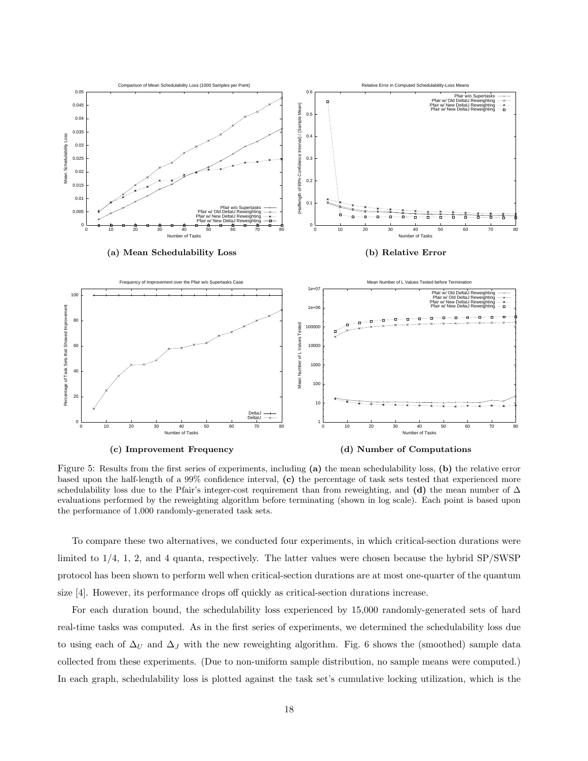**(a) Mean Schedulability Loss**

**(b) Relative Error**

**(c) Improvement Frequency**

**(d) Number of Computations**

Figure 5: Results from the first series of experiments, including **(a)** the mean schedulability loss, **(b)** the relative error based upon the half-length of a 99% confidence interval, **(c)** the percentage of task sets tested that experienced more schedulability loss due to the Pfair's integer-cost requirement than from reweighting, and **(d)** the mean number of $\Delta$ evaluations performed by the reweighting algorithm before terminating (shown in log scale). Each point is based upon the performance of 1,000 randomly-generated task sets.

To compare these two alternatives, we conducted four experiments, in which critical-section durations were limited to 1/4, 1, 2, and 4 quanta, respectively. The latter values were chosen because the hybrid SP/SWSP protocol has been shown to perform well when critical-section durations are at most one-quarter of the quantum size [4]. However, its performance drops off quickly as critical-section durations increase.

For each duration bound, the schedulability loss experienced by 15,000 randomly-generated sets of hard real-time tasks was computed. As in the first series of experiments, we determined the schedulability loss due to using each of $\Delta_U$ and $\Delta_J$ with the new reweighting algorithm. Fig. 6 shows the (smoothed) sample data collected from these experiments. (Due to non-uniform sample distribution, no sample means were computed.) In each graph, schedulability loss is plotted against the task set's cumulative locking utilization, which is the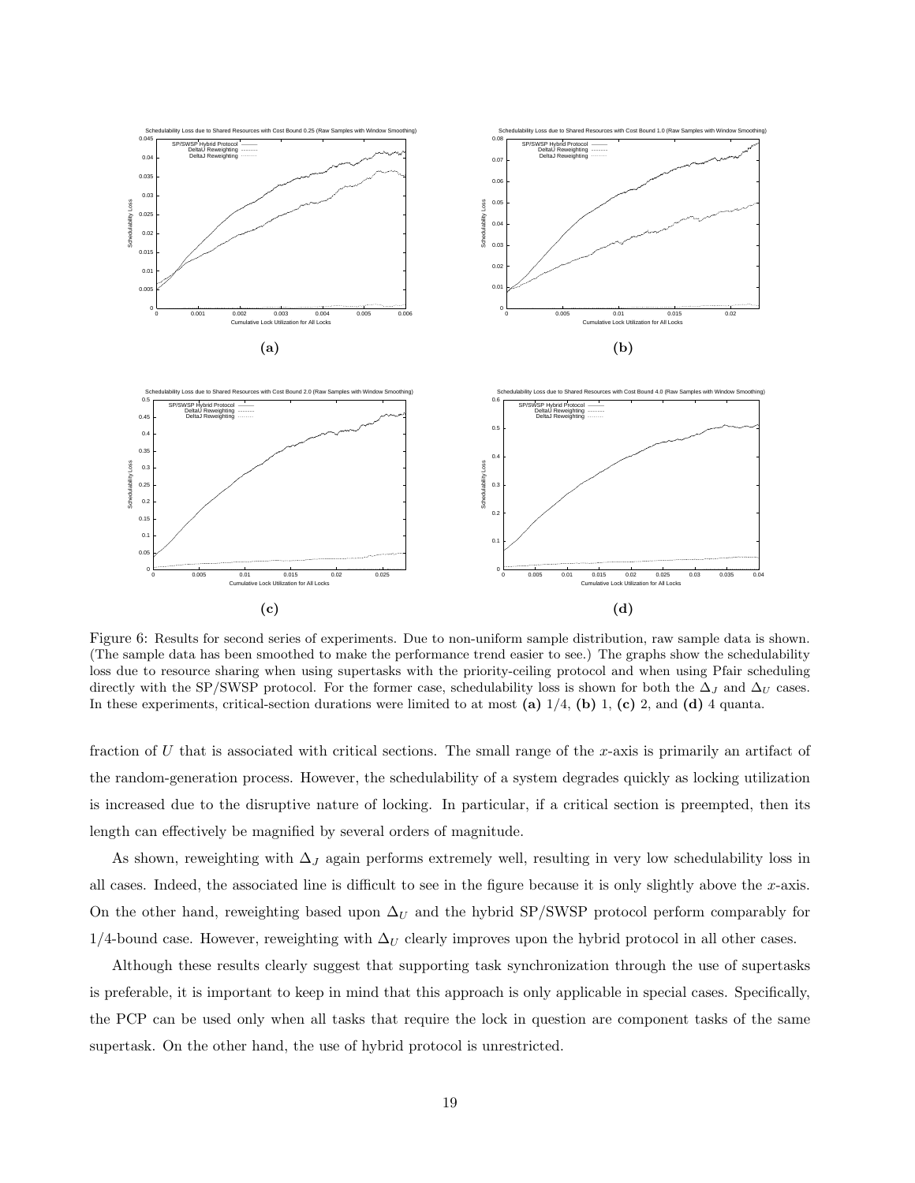Figure 6: Results for second series of experiments. Due to non-uniform sample distribution, raw sample data is shown. (The sample data has been smoothed to make the performance trend easier to see.) The graphs show the schedulability loss due to resource sharing when using supertasks with the priority-ceiling protocol and when using Pfair scheduling directly with the SP/SWSP protocol. For the former case, schedulability loss is shown for both the $\Delta_J$ and $\Delta_U$ cases. In these experiments, critical-section durations were limited to at most **(a)** 1/4, **(b)** 1, **(c)** 2, and **(d)** 4 quanta.

fraction of $U$ that is associated with critical sections. The small range of the $x$-axis is primarily an artifact of the random-generation process. However, the schedulability of a system degrades quickly as locking utilization is increased due to the disruptive nature of locking. In particular, if a critical section is preempted, then its length can effectively be magnified by several orders of magnitude.

As shown, reweighting with $\Delta_J$ again performs extremely well, resulting in very low schedulability loss in all cases. Indeed, the associated line is difficult to see in the figure because it is only slightly above the $x$-axis. On the other hand, reweighting based upon $\Delta_U$ and the hybrid SP/SWSP protocol perform comparably for 1/4-bound case. However, reweighting with $\Delta_U$ clearly improves upon the hybrid protocol in all other cases.

Although these results clearly suggest that supporting task synchronization through the use of supertasks is preferable, it is important to keep in mind that this approach is only applicable in special cases. Specifically, the PCP can be used only when all tasks that require the lock in question are component tasks of the same supertask. On the other hand, the use of hybrid protocol is unrestricted.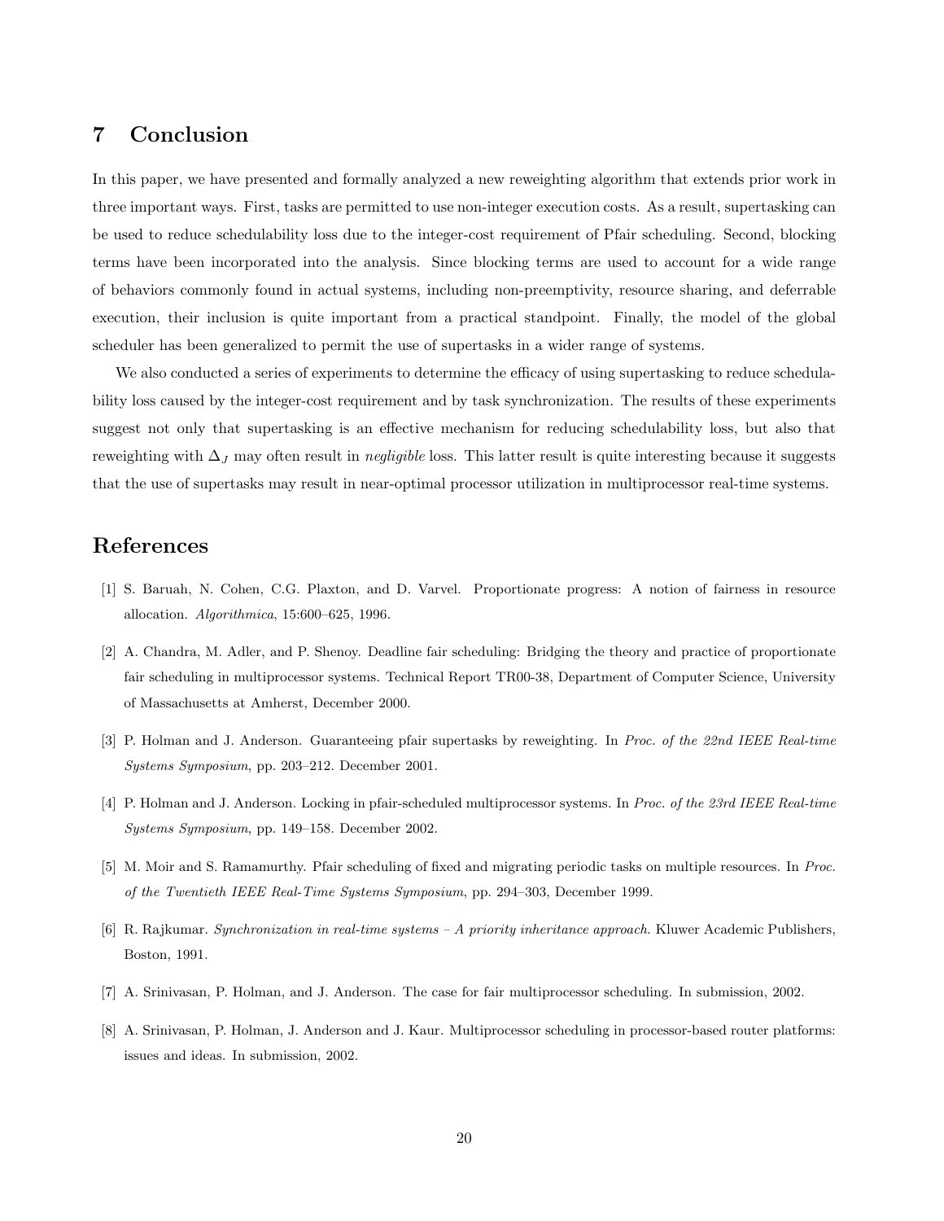## 7 Conclusion

In this paper, we have presented and formally analyzed a new reweighting algorithm that extends prior work in three important ways. First, tasks are permitted to use non-integer execution costs. As a result, supertasking can be used to reduce schedulability loss due to the integer-cost requirement of Pfair scheduling. Second, blocking terms have been incorporated into the analysis. Since blocking terms are used to account for a wide range of behaviors commonly found in actual systems, including non-preemptivity, resource sharing, and deferrable execution, their inclusion is quite important from a practical standpoint. Finally, the model of the global scheduler has been generalized to permit the use of supertasks in a wider range of systems.

We also conducted a series of experiments to determine the efficacy of using supertasking to reduce schedulability loss caused by the integer-cost requirement and by task synchronization. The results of these experiments suggest not only that supertasking is an effective mechanism for reducing schedulability loss, but also that reweighting with $\Delta_J$ may often result in *negligible* loss. This latter result is quite interesting because it suggests that the use of supertasks may result in near-optimal processor utilization in multiprocessor real-time systems.

## References

[1] S. Baruah, N. Cohen, C.G. Plaxton, and D. Varvel. Proportionate progress: A notion of fairness in resource allocation. *Algorithmica*, 15:600–625, 1996.

[2] A. Chandra, M. Adler, and P. Shenoy. Deadline fair scheduling: Bridging the theory and practice of proportionate fair scheduling in multiprocessor systems. Technical Report TR00-38, Department of Computer Science, University of Massachusetts at Amherst, December 2000.

[3] P. Holman and J. Anderson. Guaranteeing pfair supertasks by reweighting. In *Proc. of the 22nd IEEE Real-time Systems Symposium*, pp. 203–212. December 2001.

[4] P. Holman and J. Anderson. Locking in pfair-scheduled multiprocessor systems. In *Proc. of the 23rd IEEE Real-time Systems Symposium*, pp. 149–158. December 2002.

[5] M. Moir and S. Ramamurthy. Pfair scheduling of fixed and migrating periodic tasks on multiple resources. In *Proc. of the Twentieth IEEE Real-Time Systems Symposium*, pp. 294–303, December 1999.

[6] R. Rajkumar. *Synchronization in real-time systems – A priority inheritance approach*. Kluwer Academic Publishers, Boston, 1991.

[7] A. Srinivasan, P. Holman, and J. Anderson. The case for fair multiprocessor scheduling. In submission, 2002.

[8] A. Srinivasan, P. Holman, J. Anderson and J. Kaur. Multiprocessor scheduling in processor-based router platforms: issues and ideas. In submission, 2002.